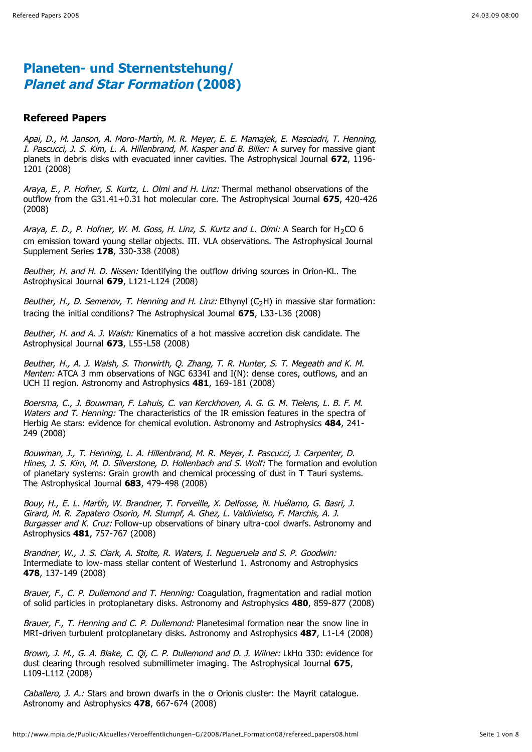# Planeten- und Sternentstehung/ *Planet and Star Formation* (2008)

## Refereed Papers

*Apai, D., M. Janson, A. Moro-Martín, M. R. Meyer, E. E. Mamajek, E. Masciadri, T. Henning, I. Pascucci, J. S. Kim, L. A. Hillenbrand, M. Kasper and B. Biller:* A survey for massive giant planets in debris disks with evacuated inner cavities. The Astrophysical Journal **672**, 1196-1201 (2008)

*Araya, E., P. Hofner, S. Kurtz, L. Olmi and H. Linz:* Thermal methanol observations of the outflow from the G31.41+0.31 hot molecular core. The Astrophysical Journal **675**, 420-426 (2008)

*Araya, E. D., P. Hofner, W. M. Goss, H. Linz, S. Kurtz and L. Olmi:* A Search for $H_2CO$ 6 cm emission toward young stellar objects. III. VLA observations. The Astrophysical Journal Supplement Series **178**, 330-338 (2008)

*Beuther, H. and H. D. Nissen:* Identifying the outflow driving sources in Orion-KL. The Astrophysical Journal **679**, L121-L124 (2008)

*Beuther, H., D. Semenov, T. Henning and H. Linz:* Ethynyl ($C_2H$) in massive star formation: tracing the initial conditions? The Astrophysical Journal **675**, L33-L36 (2008)

*Beuther, H. and A. J. Walsh:* Kinematics of a hot massive accretion disk candidate. The Astrophysical Journal **673**, L55-L58 (2008)

*Beuther, H., A. J. Walsh, S. Thorwirth, Q. Zhang, T. R. Hunter, S. T. Megeath and K. M. Menten:* ATCA 3 mm observations of NGC 6334I and I(N): dense cores, outflows, and an UCH II region. Astronomy and Astrophysics **481**, 169-181 (2008)

*Boersma, C., J. Bouwman, F. Lahuis, C. van Kerckhoven, A. G. G. M. Tielens, L. B. F. M. Waters and T. Henning:* The characteristics of the IR emission features in the spectra of Herbig Ae stars: evidence for chemical evolution. Astronomy and Astrophysics **484**, 241-249 (2008)

*Bouwman, J., T. Henning, L. A. Hillenbrand, M. R. Meyer, I. Pascucci, J. Carpenter, D. Hines, J. S. Kim, M. D. Silverstone, D. Hollenbach and S. Wolf:* The formation and evolution of planetary systems: Grain growth and chemical processing of dust in T Tauri systems. The Astrophysical Journal **683**, 479-498 (2008)

*Bouy, H., E. L. Martín, W. Brandner, T. Forveille, X. Delfosse, N. Huélamo, G. Basri, J. Girard, M. R. Zapatero Osorio, M. Stumpf, A. Ghez, L. Valdivielso, F. Marchis, A. J. Burgasser and K. Cruz:* Follow-up observations of binary ultra-cool dwarfs. Astronomy and Astrophysics **481**, 757-767 (2008)

*Brandner, W., J. S. Clark, A. Stolte, R. Waters, I. Negueruela and S. P. Goodwin:* Intermediate to low-mass stellar content of Westerlund 1. Astronomy and Astrophysics **478**, 137-149 (2008)

*Brauer, F., C. P. Dullemond and T. Henning:* Coagulation, fragmentation and radial motion of solid particles in protoplanetary disks. Astronomy and Astrophysics **480**, 859-877 (2008)

*Brauer, F., T. Henning and C. P. Dullemond:* Planetesimal formation near the snow line in MRI-driven turbulent protoplanetary disks. Astronomy and Astrophysics **487**, L1-L4 (2008)

*Brown, J. M., G. A. Blake, C. Qi, C. P. Dullemond and D. J. Wilner:* LkHα 330: evidence for dust clearing through resolved submillimeter imaging. The Astrophysical Journal **675**, L109-L112 (2008)

*Caballero, J. A.:* Stars and brown dwarfs in the σ Orionis cluster: the Mayrit catalogue. Astronomy and Astrophysics **478**, 667-674 (2008)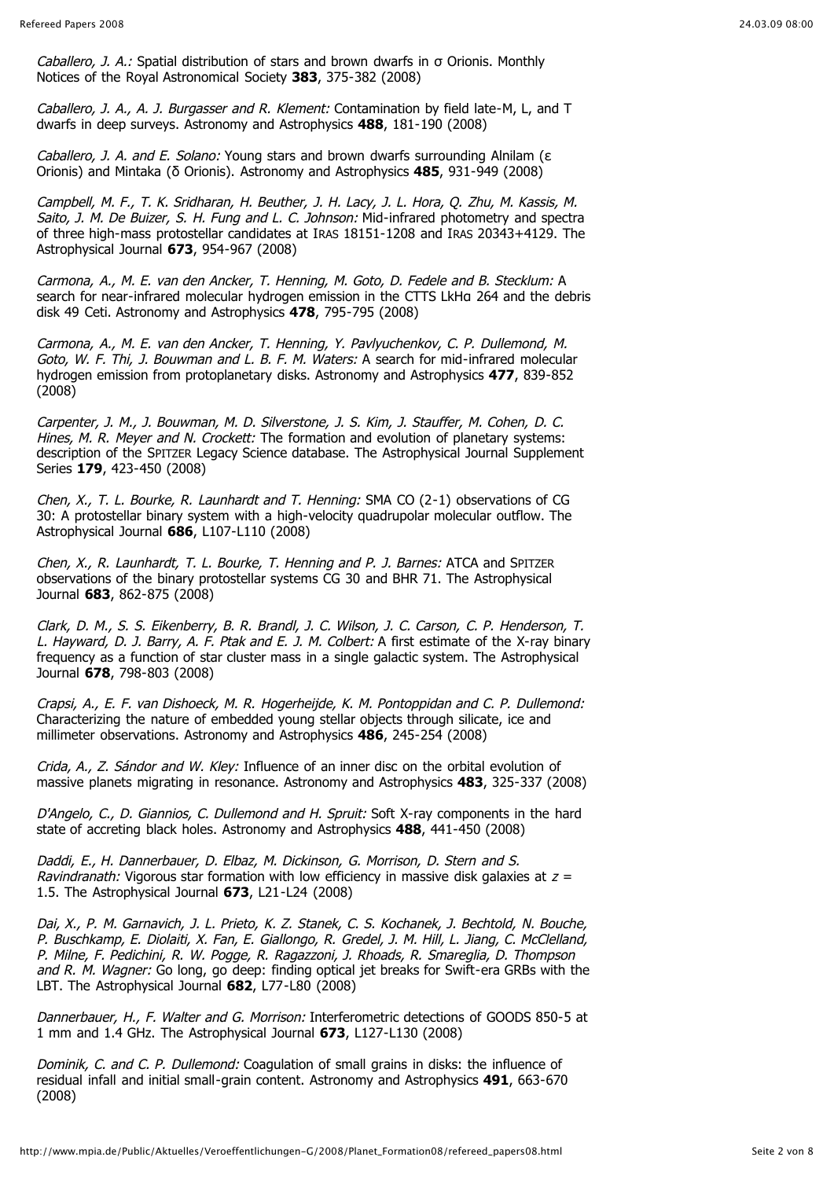*Caballero, J. A.:* Spatial distribution of stars and brown dwarfs in σ Orionis. Monthly Notices of the Royal Astronomical Society **383**, 375-382 (2008)

*Caballero, J. A., A. J. Burgasser and R. Klement:* Contamination by field late-M, L, and T dwarfs in deep surveys. Astronomy and Astrophysics **488**, 181-190 (2008)

*Caballero, J. A. and E. Solano:* Young stars and brown dwarfs surrounding Alnilam (ε Orionis) and Mintaka (δ Orionis). Astronomy and Astrophysics **485**, 931-949 (2008)

*Campbell, M. F., T. K. Sridharan, H. Beuther, J. H. Lacy, J. L. Hora, Q. Zhu, M. Kassis, M. Saito, J. M. De Buizer, S. H. Fung and L. C. Johnson:* Mid-infrared photometry and spectra of three high-mass protostellar candidates at IRAS 18151-1208 and IRAS 20343+4129. The Astrophysical Journal **673**, 954-967 (2008)

*Carmona, A., M. E. van den Ancker, T. Henning, M. Goto, D. Fedele and B. Stecklum:* A search for near-infrared molecular hydrogen emission in the CTTS LkHα 264 and the debris disk 49 Ceti. Astronomy and Astrophysics **478**, 795-795 (2008)

*Carmona, A., M. E. van den Ancker, T. Henning, Y. Pavlyuchenkov, C. P. Dullemond, M. Goto, W. F. Thi, J. Bouwman and L. B. F. M. Waters:* A search for mid-infrared molecular hydrogen emission from protoplanetary disks. Astronomy and Astrophysics **477**, 839-852 (2008)

*Carpenter, J. M., J. Bouwman, M. D. Silverstone, J. S. Kim, J. Stauffer, M. Cohen, D. C. Hines, M. R. Meyer and N. Crockett:* The formation and evolution of planetary systems: description of the SPITZER Legacy Science database. The Astrophysical Journal Supplement Series **179**, 423-450 (2008)

*Chen, X., T. L. Bourke, R. Launhardt and T. Henning:* SMA CO (2-1) observations of CG 30: A protostellar binary system with a high-velocity quadrupolar molecular outflow. The Astrophysical Journal **686**, L107-L110 (2008)

*Chen, X., R. Launhardt, T. L. Bourke, T. Henning and P. J. Barnes:* ATCA and SPITZER observations of the binary protostellar systems CG 30 and BHR 71. The Astrophysical Journal **683**, 862-875 (2008)

*Clark, D. M., S. S. Eikenberry, B. R. Brandl, J. C. Wilson, J. C. Carson, C. P. Henderson, T. L. Hayward, D. J. Barry, A. F. Ptak and E. J. M. Colbert:* A first estimate of the X-ray binary frequency as a function of star cluster mass in a single galactic system. The Astrophysical Journal **678**, 798-803 (2008)

*Crapsi, A., E. F. van Dishoeck, M. R. Hogerheijde, K. M. Pontoppidan and C. P. Dullemond:* Characterizing the nature of embedded young stellar objects through silicate, ice and millimeter observations. Astronomy and Astrophysics **486**, 245-254 (2008)

*Crida, A., Z. Sándor and W. Kley:* Influence of an inner disc on the orbital evolution of massive planets migrating in resonance. Astronomy and Astrophysics **483**, 325-337 (2008)

*D'Angelo, C., D. Giannios, C. Dullemond and H. Spruit:* Soft X-ray components in the hard state of accreting black holes. Astronomy and Astrophysics **488**, 441-450 (2008)

*Daddi, E., H. Dannerbauer, D. Elbaz, M. Dickinson, G. Morrison, D. Stern and S. Ravindranath:* Vigorous star formation with low efficiency in massive disk galaxies at $z$ = 1.5. The Astrophysical Journal **673**, L21-L24 (2008)

*Dai, X., P. M. Garnavich, J. L. Prieto, K. Z. Stanek, C. S. Kochanek, J. Bechtold, N. Bouche, P. Buschkamp, E. Diolaiti, X. Fan, E. Giallongo, R. Gredel, J. M. Hill, L. Jiang, C. McClelland, P. Milne, F. Pedichini, R. W. Pogge, R. Ragazzoni, J. Rhoads, R. Smareglia, D. Thompson and R. M. Wagner:* Go long, go deep: finding optical jet breaks for Swift-era GRBs with the LBT. The Astrophysical Journal **682**, L77-L80 (2008)

*Dannerbauer, H., F. Walter and G. Morrison:* Interferometric detections of GOODS 850-5 at 1 mm and 1.4 GHz. The Astrophysical Journal **673**, L127-L130 (2008)

*Dominik, C. and C. P. Dullemond:* Coagulation of small grains in disks: the influence of residual infall and initial small-grain content. Astronomy and Astrophysics **491**, 663-670 (2008)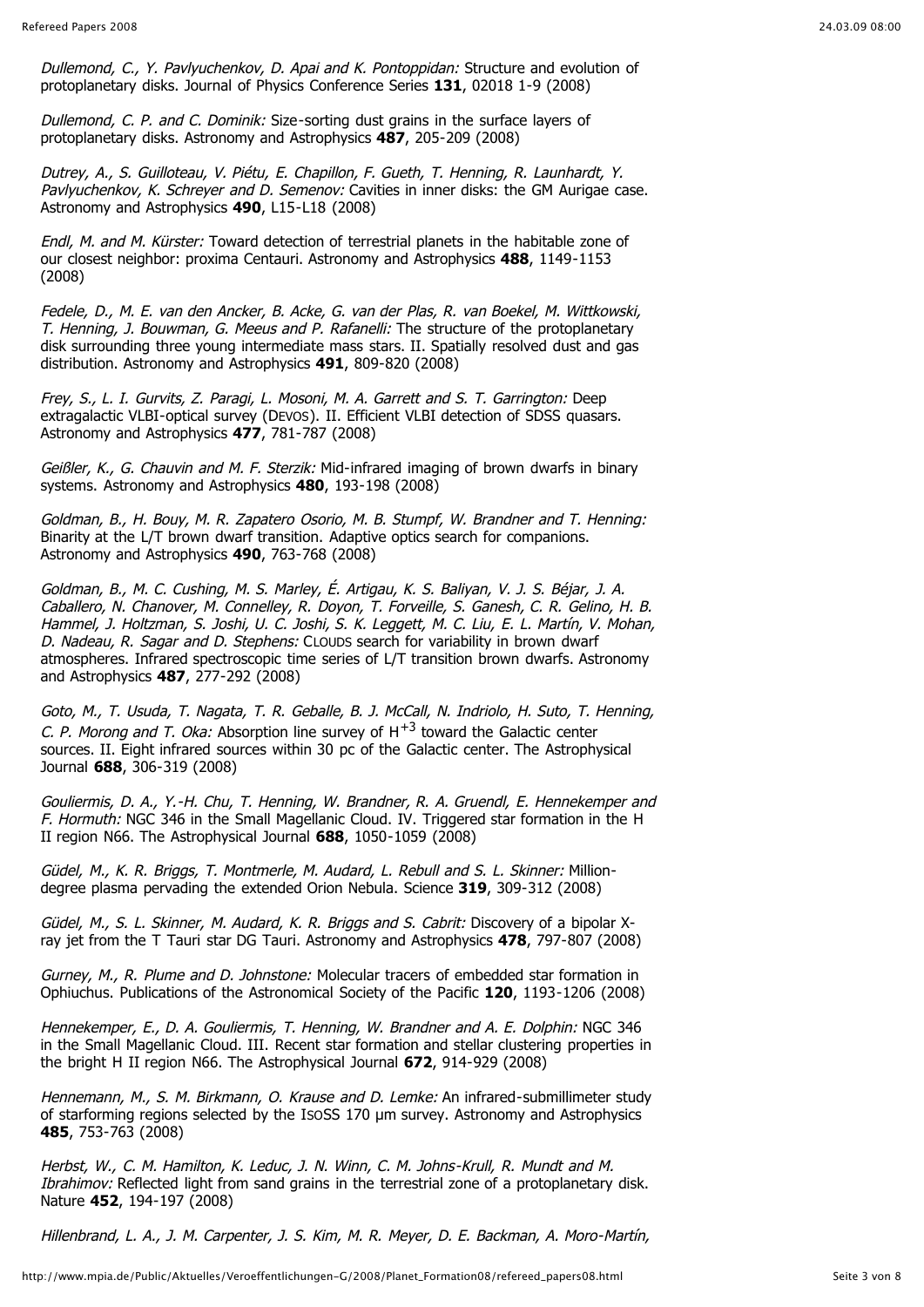*Dullemond, C., Y. Pavlyuchenkov, D. Apai and K. Pontoppidan:* Structure and evolution of protoplanetary disks. Journal of Physics Conference Series **131**, 02018 1-9 (2008)

*Dullemond, C. P. and C. Dominik:* Size-sorting dust grains in the surface layers of protoplanetary disks. Astronomy and Astrophysics **487**, 205-209 (2008)

*Dutrey, A., S. Guilloteau, V. Piétu, E. Chapillon, F. Gueth, T. Henning, R. Launhardt, Y. Pavlyuchenkov, K. Schreyer and D. Semenov:* Cavities in inner disks: the GM Aurigae case. Astronomy and Astrophysics **490**, L15-L18 (2008)

*Endl, M. and M. Kürster:* Toward detection of terrestrial planets in the habitable zone of our closest neighbor: proxima Centauri. Astronomy and Astrophysics **488**, 1149-1153 (2008)

*Fedele, D., M. E. van den Ancker, B. Acke, G. van der Plas, R. van Boekel, M. Wittkowski, T. Henning, J. Bouwman, G. Meeus and P. Rafanelli:* The structure of the protoplanetary disk surrounding three young intermediate mass stars. II. Spatially resolved dust and gas distribution. Astronomy and Astrophysics **491**, 809-820 (2008)

*Frey, S., L. I. Gurvits, Z. Paragi, L. Mosoni, M. A. Garrett and S. T. Garrington:* Deep extragalactic VLBI-optical survey (DEVOS). II. Efficient VLBI detection of SDSS quasars. Astronomy and Astrophysics **477**, 781-787 (2008)

*Geißler, K., G. Chauvin and M. F. Sterzik:* Mid-infrared imaging of brown dwarfs in binary systems. Astronomy and Astrophysics **480**, 193-198 (2008)

*Goldman, B., H. Bouy, M. R. Zapatero Osorio, M. B. Stumpf, W. Brandner and T. Henning:* Binarity at the L/T brown dwarf transition. Adaptive optics search for companions. Astronomy and Astrophysics **490**, 763-768 (2008)

*Goldman, B., M. C. Cushing, M. S. Marley, É. Artigau, K. S. Baliyan, V. J. S. Béjar, J. A. Caballero, N. Chanover, M. Connelley, R. Doyon, T. Forveille, S. Ganesh, C. R. Gelino, H. B. Hammel, J. Holtzman, S. Joshi, U. C. Joshi, S. K. Leggett, M. C. Liu, E. L. Martín, V. Mohan, D. Nadeau, R. Sagar and D. Stephens:* CLOUDS search for variability in brown dwarf atmospheres. Infrared spectroscopic time series of L/T transition brown dwarfs. Astronomy and Astrophysics **487**, 277-292 (2008)

*Goto, M., T. Usuda, T. Nagata, T. R. Geballe, B. J. McCall, N. Indriolo, H. Suto, T. Henning, C. P. Morong and T. Oka:* Absorption line survey of $H^{+3}$ toward the Galactic center sources. II. Eight infrared sources within 30 pc of the Galactic center. The Astrophysical Journal **688**, 306-319 (2008)

*Gouliermis, D. A., Y.-H. Chu, T. Henning, W. Brandner, R. A. Gruendl, E. Hennekemper and F. Hormuth:* NGC 346 in the Small Magellanic Cloud. IV. Triggered star formation in the H II region N66. The Astrophysical Journal **688**, 1050-1059 (2008)

*Güdel, M., K. R. Briggs, T. Montmerle, M. Audard, L. Rebull and S. L. Skinner:* Million-degree plasma pervading the extended Orion Nebula. Science **319**, 309-312 (2008)

*Güdel, M., S. L. Skinner, M. Audard, K. R. Briggs and S. Cabrit:* Discovery of a bipolar X-ray jet from the T Tauri star DG Tauri. Astronomy and Astrophysics **478**, 797-807 (2008)

*Gurney, M., R. Plume and D. Johnstone:* Molecular tracers of embedded star formation in Ophiuchus. Publications of the Astronomical Society of the Pacific **120**, 1193-1206 (2008)

*Hennekemper, E., D. A. Gouliermis, T. Henning, W. Brandner and A. E. Dolphin:* NGC 346 in the Small Magellanic Cloud. III. Recent star formation and stellar clustering properties in the bright H II region N66. The Astrophysical Journal **672**, 914-929 (2008)

*Hennemann, M., S. M. Birkmann, O. Krause and D. Lemke:* An infrared-submillimeter study of starforming regions selected by the ISOSS 170 µm survey. Astronomy and Astrophysics **485**, 753-763 (2008)

*Herbst, W., C. M. Hamilton, K. Leduc, J. N. Winn, C. M. Johns-Krull, R. Mundt and M. Ibrahimov:* Reflected light from sand grains in the terrestrial zone of a protoplanetary disk. Nature **452**, 194-197 (2008)

*Hillenbrand, L. A., J. M. Carpenter, J. S. Kim, M. R. Meyer, D. E. Backman, A. Moro-Martín,*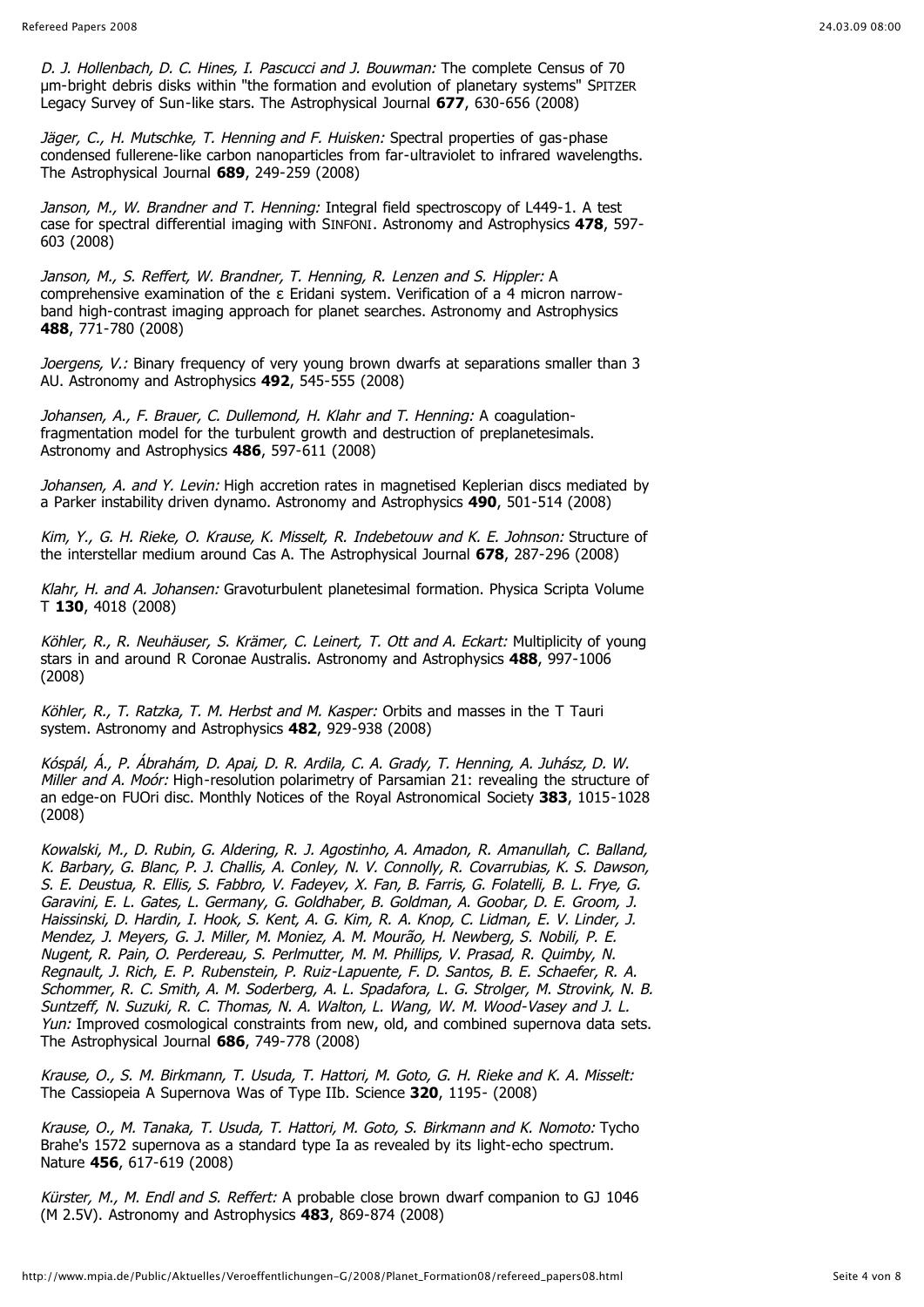*D. J. Hollenbach, D. C. Hines, I. Pascucci and J. Bouwman:* The complete Census of 70 µm-bright debris disks within "the formation and evolution of planetary systems" SPITZER Legacy Survey of Sun-like stars. The Astrophysical Journal **677**, 630-656 (2008)

*Jäger, C., H. Mutschke, T. Henning and F. Huisken:* Spectral properties of gas-phase condensed fullerene-like carbon nanoparticles from far-ultraviolet to infrared wavelengths. The Astrophysical Journal **689**, 249-259 (2008)

*Janson, M., W. Brandner and T. Henning:* Integral field spectroscopy of L449-1. A test case for spectral differential imaging with SINFONI. Astronomy and Astrophysics **478**, 597-603 (2008)

*Janson, M., S. Reffert, W. Brandner, T. Henning, R. Lenzen and S. Hippler:* A comprehensive examination of the ε Eridani system. Verification of a 4 micron narrow-band high-contrast imaging approach for planet searches. Astronomy and Astrophysics **488**, 771-780 (2008)

*Joergens, V.:* Binary frequency of very young brown dwarfs at separations smaller than 3 AU. Astronomy and Astrophysics **492**, 545-555 (2008)

*Johansen, A., F. Brauer, C. Dullemond, H. Klahr and T. Henning:* A coagulation-fragmentation model for the turbulent growth and destruction of preplanetesimals. Astronomy and Astrophysics **486**, 597-611 (2008)

*Johansen, A. and Y. Levin:* High accretion rates in magnetised Keplerian discs mediated by a Parker instability driven dynamo. Astronomy and Astrophysics **490**, 501-514 (2008)

*Kim, Y., G. H. Rieke, O. Krause, K. Misselt, R. Indebetouw and K. E. Johnson:* Structure of the interstellar medium around Cas A. The Astrophysical Journal **678**, 287-296 (2008)

*Klahr, H. and A. Johansen:* Gravoturbulent planetesimal formation. Physica Scripta Volume T **130**, 4018 (2008)

*Köhler, R., R. Neuhäuser, S. Krämer, C. Leinert, T. Ott and A. Eckart:* Multiplicity of young stars in and around R Coronae Australis. Astronomy and Astrophysics **488**, 997-1006 (2008)

*Köhler, R., T. Ratzka, T. M. Herbst and M. Kasper:* Orbits and masses in the T Tauri system. Astronomy and Astrophysics **482**, 929-938 (2008)

*Kóspál, Á., P. Ábrahám, D. Apai, D. R. Ardila, C. A. Grady, T. Henning, A. Juhász, D. W. Miller and A. Moór:* High-resolution polarimetry of Parsamian 21: revealing the structure of an edge-on FUOri disc. Monthly Notices of the Royal Astronomical Society **383**, 1015-1028 (2008)

*Kowalski, M., D. Rubin, G. Aldering, R. J. Agostinho, A. Amadon, R. Amanullah, C. Balland, K. Barbary, G. Blanc, P. J. Challis, A. Conley, N. V. Connolly, R. Covarrubias, K. S. Dawson, S. E. Deustua, R. Ellis, S. Fabbro, V. Fadeyev, X. Fan, B. Farris, G. Folatelli, B. L. Frye, G. Garavini, E. L. Gates, L. Germany, G. Goldhaber, B. Goldman, A. Goobar, D. E. Groom, J. Haissinski, D. Hardin, I. Hook, S. Kent, A. G. Kim, R. A. Knop, C. Lidman, E. V. Linder, J. Mendez, J. Meyers, G. J. Miller, M. Moniez, A. M. Mourão, H. Newberg, S. Nobili, P. E. Nugent, R. Pain, O. Perdereau, S. Perlmutter, M. M. Phillips, V. Prasad, R. Quimby, N. Regnault, J. Rich, E. P. Rubenstein, P. Ruiz-Lapuente, F. D. Santos, B. E. Schaefer, R. A. Schommer, R. C. Smith, A. M. Soderberg, A. L. Spadafora, L. G. Strolger, M. Strovink, N. B. Suntzeff, N. Suzuki, R. C. Thomas, N. A. Walton, L. Wang, W. M. Wood-Vasey and J. L. Yun:* Improved cosmological constraints from new, old, and combined supernova data sets. The Astrophysical Journal **686**, 749-778 (2008)

*Krause, O., S. M. Birkmann, T. Usuda, T. Hattori, M. Goto, G. H. Rieke and K. A. Misselt:* The Cassiopeia A Supernova Was of Type IIb. Science **320**, 1195- (2008)

*Krause, O., M. Tanaka, T. Usuda, T. Hattori, M. Goto, S. Birkmann and K. Nomoto:* Tycho Brahe's 1572 supernova as a standard type Ia as revealed by its light-echo spectrum. Nature **456**, 617-619 (2008)

*Kürster, M., M. Endl and S. Reffert:* A probable close brown dwarf companion to GJ 1046 (M 2.5V). Astronomy and Astrophysics **483**, 869-874 (2008)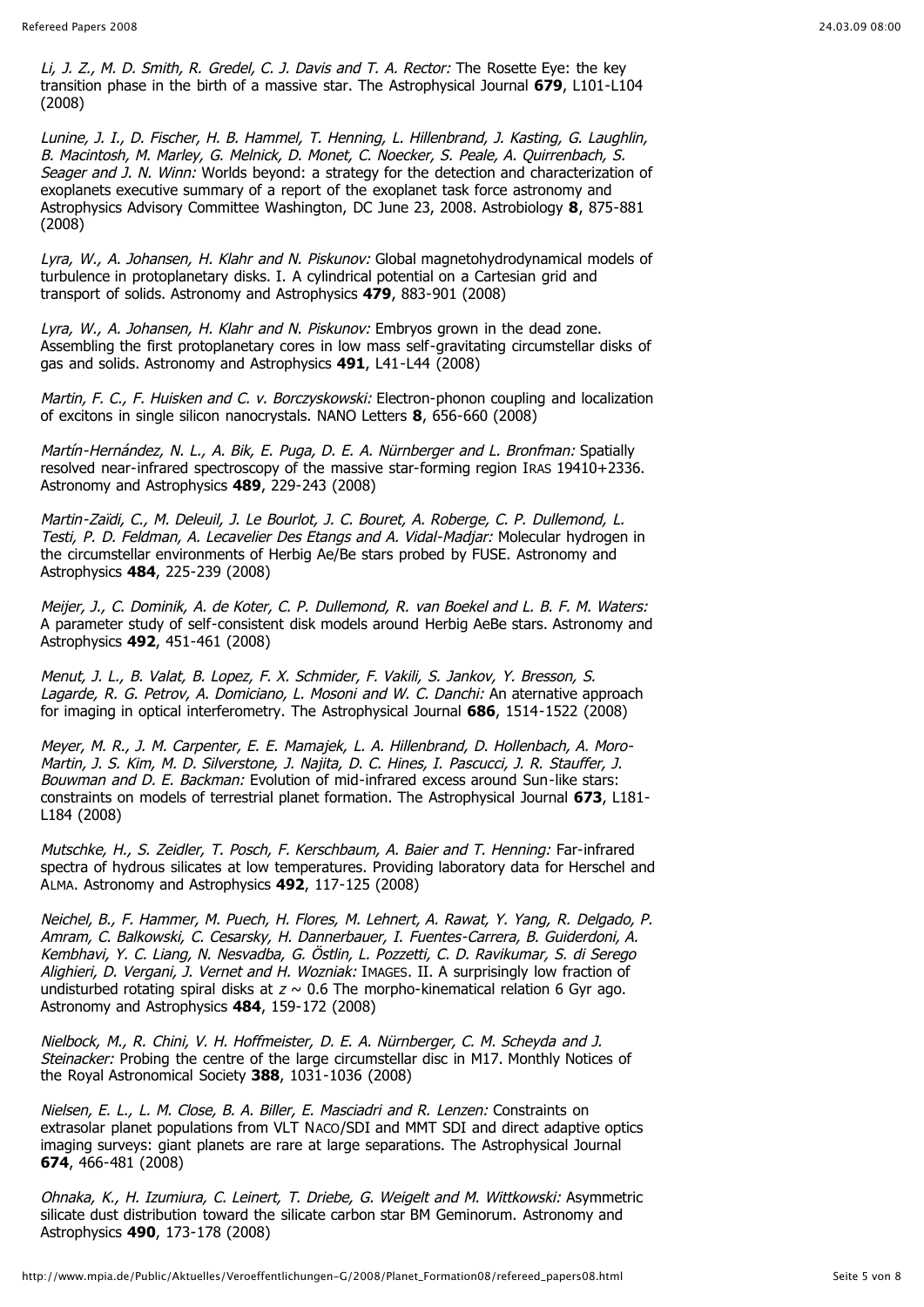*Li, J. Z., M. D. Smith, R. Gredel, C. J. Davis and T. A. Rector:* The Rosette Eye: the key transition phase in the birth of a massive star. The Astrophysical Journal **679**, L101-L104 (2008)

*Lunine, J. I., D. Fischer, H. B. Hammel, T. Henning, L. Hillenbrand, J. Kasting, G. Laughlin, B. Macintosh, M. Marley, G. Melnick, D. Monet, C. Noecker, S. Peale, A. Quirrenbach, S. Seager and J. N. Winn:* Worlds beyond: a strategy for the detection and characterization of exoplanets executive summary of a report of the exoplanet task force astronomy and Astrophysics Advisory Committee Washington, DC June 23, 2008. Astrobiology **8**, 875-881 (2008)

*Lyra, W., A. Johansen, H. Klahr and N. Piskunov:* Global magnetohydrodynamical models of turbulence in protoplanetary disks. I. A cylindrical potential on a Cartesian grid and transport of solids. Astronomy and Astrophysics **479**, 883-901 (2008)

*Lyra, W., A. Johansen, H. Klahr and N. Piskunov:* Embryos grown in the dead zone. Assembling the first protoplanetary cores in low mass self-gravitating circumstellar disks of gas and solids. Astronomy and Astrophysics **491**, L41-L44 (2008)

*Martin, F. C., F. Huisken and C. v. Borczyskowski:* Electron-phonon coupling and localization of excitons in single silicon nanocrystals. NANO Letters **8**, 656-660 (2008)

*Martín-Hernández, N. L., A. Bik, E. Puga, D. E. A. Nürnberger and L. Bronfman:* Spatially resolved near-infrared spectroscopy of the massive star-forming region IRAS 19410+2336. Astronomy and Astrophysics **489**, 229-243 (2008)

*Martin-Zaïdi, C., M. Deleuil, J. Le Bourlot, J. C. Bouret, A. Roberge, C. P. Dullemond, L. Testi, P. D. Feldman, A. Lecavelier Des Etangs and A. Vidal-Madjar:* Molecular hydrogen in the circumstellar environments of Herbig Ae/Be stars probed by FUSE. Astronomy and Astrophysics **484**, 225-239 (2008)

*Meijer, J., C. Dominik, A. de Koter, C. P. Dullemond, R. van Boekel and L. B. F. M. Waters:* A parameter study of self-consistent disk models around Herbig AeBe stars. Astronomy and Astrophysics **492**, 451-461 (2008)

*Menut, J. L., B. Valat, B. Lopez, F. X. Schmider, F. Vakili, S. Jankov, Y. Bresson, S. Lagarde, R. G. Petrov, A. Domiciano, L. Mosoni and W. C. Danchi:* An aternative approach for imaging in optical interferometry. The Astrophysical Journal **686**, 1514-1522 (2008)

*Meyer, M. R., J. M. Carpenter, E. E. Mamajek, L. A. Hillenbrand, D. Hollenbach, A. Moro-Martin, J. S. Kim, M. D. Silverstone, J. Najita, D. C. Hines, I. Pascucci, J. R. Stauffer, J. Bouwman and D. E. Backman:* Evolution of mid-infrared excess around Sun-like stars: constraints on models of terrestrial planet formation. The Astrophysical Journal **673**, L181-L184 (2008)

*Mutschke, H., S. Zeidler, T. Posch, F. Kerschbaum, A. Baier and T. Henning:* Far-infrared spectra of hydrous silicates at low temperatures. Providing laboratory data for Herschel and ALMA. Astronomy and Astrophysics **492**, 117-125 (2008)

*Neichel, B., F. Hammer, M. Puech, H. Flores, M. Lehnert, A. Rawat, Y. Yang, R. Delgado, P. Amram, C. Balkowski, C. Cesarsky, H. Dannerbauer, I. Fuentes-Carrera, B. Guiderdoni, A. Kembhavi, Y. C. Liang, N. Nesvadba, G. Östlin, L. Pozzetti, C. D. Ravikumar, S. di Serego Alighieri, D. Vergani, J. Vernet and H. Wozniak:* IMAGES. II. A surprisingly low fraction of undisturbed rotating spiral disks at $z \sim 0.6$ The morpho-kinematical relation 6 Gyr ago. Astronomy and Astrophysics **484**, 159-172 (2008)

*Nielbock, M., R. Chini, V. H. Hoffmeister, D. E. A. Nürnberger, C. M. Scheyda and J. Steinacker:* Probing the centre of the large circumstellar disc in M17. Monthly Notices of the Royal Astronomical Society **388**, 1031-1036 (2008)

*Nielsen, E. L., L. M. Close, B. A. Biller, E. Masciadri and R. Lenzen:* Constraints on extrasolar planet populations from VLT NACO/SDI and MMT SDI and direct adaptive optics imaging surveys: giant planets are rare at large separations. The Astrophysical Journal **674**, 466-481 (2008)

*Ohnaka, K., H. Izumiura, C. Leinert, T. Driebe, G. Weigelt and M. Wittkowski:* Asymmetric silicate dust distribution toward the silicate carbon star BM Geminorum. Astronomy and Astrophysics **490**, 173-178 (2008)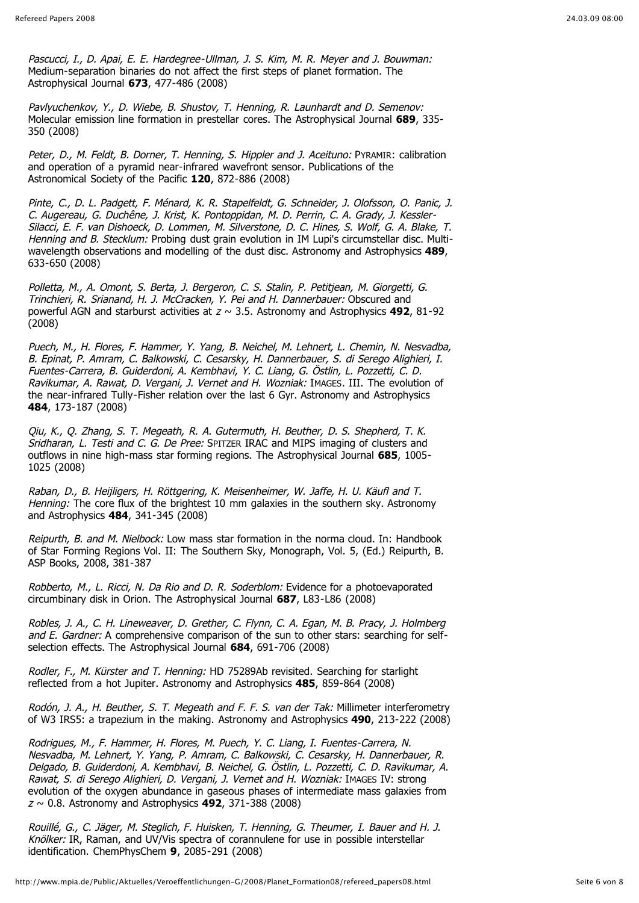*Pascucci, I., D. Apai, E. E. Hardegree-Ullman, J. S. Kim, M. R. Meyer and J. Bouwman:* Medium-separation binaries do not affect the first steps of planet formation. The Astrophysical Journal **673**, 477-486 (2008)

*Pavlyuchenkov, Y., D. Wiebe, B. Shustov, T. Henning, R. Launhardt and D. Semenov:* Molecular emission line formation in prestellar cores. The Astrophysical Journal **689**, 335-350 (2008)

*Peter, D., M. Feldt, B. Dorner, T. Henning, S. Hippler and J. Aceituno:* PYRAMIR: calibration and operation of a pyramid near-infrared wavefront sensor. Publications of the Astronomical Society of the Pacific **120**, 872-886 (2008)

*Pinte, C., D. L. Padgett, F. Ménard, K. R. Stapelfeldt, G. Schneider, J. Olofsson, O. Panic, J. C. Augereau, G. Duchêne, J. Krist, K. Pontoppidan, M. D. Perrin, C. A. Grady, J. Kessler-Silacci, E. F. van Dishoeck, D. Lommen, M. Silverstone, D. C. Hines, S. Wolf, G. A. Blake, T. Henning and B. Stecklum:* Probing dust grain evolution in IM Lupi's circumstellar disc. Multi-wavelength observations and modelling of the dust disc. Astronomy and Astrophysics **489**, 633-650 (2008)

*Polletta, M., A. Omont, S. Berta, J. Bergeron, C. S. Stalin, P. Petitjean, M. Giorgetti, G. Trinchieri, R. Srianand, H. J. McCracken, Y. Pei and H. Dannerbauer:* Obscured and powerful AGN and starburst activities at $z \sim 3.5$. Astronomy and Astrophysics **492**, 81-92 (2008)

*Puech, M., H. Flores, F. Hammer, Y. Yang, B. Neichel, M. Lehnert, L. Chemin, N. Nesvadba, B. Epinat, P. Amram, C. Balkowski, C. Cesarsky, H. Dannerbauer, S. di Serego Alighieri, I. Fuentes-Carrera, B. Guiderdoni, A. Kembhavi, Y. C. Liang, G. Östlin, L. Pozzetti, C. D. Ravikumar, A. Rawat, D. Vergani, J. Vernet and H. Wozniak:* IMAGES. III. The evolution of the near-infrared Tully-Fisher relation over the last 6 Gyr. Astronomy and Astrophysics **484**, 173-187 (2008)

*Qiu, K., Q. Zhang, S. T. Megeath, R. A. Gutermuth, H. Beuther, D. S. Shepherd, T. K. Sridharan, L. Testi and C. G. De Pree:* SPITZER IRAC and MIPS imaging of clusters and outflows in nine high-mass star forming regions. The Astrophysical Journal **685**, 1005-1025 (2008)

*Raban, D., B. Heijligers, H. Röttgering, K. Meisenheimer, W. Jaffe, H. U. Käufl and T. Henning:* The core flux of the brightest 10 mm galaxies in the southern sky. Astronomy and Astrophysics **484**, 341-345 (2008)

*Reipurth, B. and M. Nielbock:* Low mass star formation in the norma cloud. In: Handbook of Star Forming Regions Vol. II: The Southern Sky, Monograph, Vol. 5, (Ed.) Reipurth, B. ASP Books, 2008, 381-387

*Robberto, M., L. Ricci, N. Da Rio and D. R. Soderblom:* Evidence for a photoevaporated circumbinary disk in Orion. The Astrophysical Journal **687**, L83-L86 (2008)

*Robles, J. A., C. H. Lineweaver, D. Grether, C. Flynn, C. A. Egan, M. B. Pracy, J. Holmberg and E. Gardner:* A comprehensive comparison of the sun to other stars: searching for self-selection effects. The Astrophysical Journal **684**, 691-706 (2008)

*Rodler, F., M. Kürster and T. Henning:* HD 75289Ab revisited. Searching for starlight reflected from a hot Jupiter. Astronomy and Astrophysics **485**, 859-864 (2008)

*Rodón, J. A., H. Beuther, S. T. Megeath and F. F. S. van der Tak:* Millimeter interferometry of W3 IRS5: a trapezium in the making. Astronomy and Astrophysics **490**, 213-222 (2008)

*Rodrigues, M., F. Hammer, H. Flores, M. Puech, Y. C. Liang, I. Fuentes-Carrera, N. Nesvadba, M. Lehnert, Y. Yang, P. Amram, C. Balkowski, C. Cesarsky, H. Dannerbauer, R. Delgado, B. Guiderdoni, A. Kembhavi, B. Neichel, G. Östlin, L. Pozzetti, C. D. Ravikumar, A. Rawat, S. di Serego Alighieri, D. Vergani, J. Vernet and H. Wozniak:* IMAGES IV: strong evolution of the oxygen abundance in gaseous phases of intermediate mass galaxies from $z \sim 0.8$. Astronomy and Astrophysics **492**, 371-388 (2008)

*Rouillé, G., C. Jäger, M. Steglich, F. Huisken, T. Henning, G. Theumer, I. Bauer and H. J. Knölker:* IR, Raman, and UV/Vis spectra of corannulene for use in possible interstellar identification. ChemPhysChem **9**, 2085-291 (2008)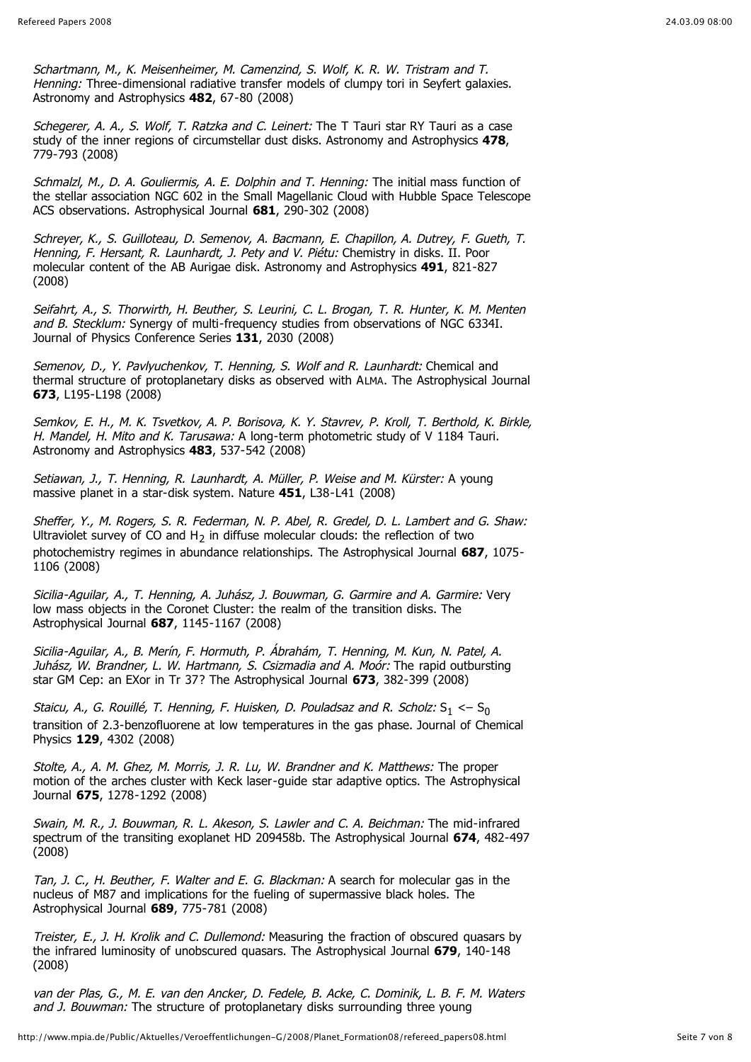*Schartmann, M., K. Meisenheimer, M. Camenzind, S. Wolf, K. R. W. Tristram and T. Henning:* Three-dimensional radiative transfer models of clumpy tori in Seyfert galaxies. Astronomy and Astrophysics **482**, 67-80 (2008)

*Schegerer, A. A., S. Wolf, T. Ratzka and C. Leinert:* The T Tauri star RY Tauri as a case study of the inner regions of circumstellar dust disks. Astronomy and Astrophysics **478**, 779-793 (2008)

*Schmalzl, M., D. A. Gouliermis, A. E. Dolphin and T. Henning:* The initial mass function of the stellar association NGC 602 in the Small Magellanic Cloud with Hubble Space Telescope ACS observations. Astrophysical Journal **681**, 290-302 (2008)

*Schreyer, K., S. Guilloteau, D. Semenov, A. Bacmann, E. Chapillon, A. Dutrey, F. Gueth, T. Henning, F. Hersant, R. Launhardt, J. Pety and V. Piétu:* Chemistry in disks. II. Poor molecular content of the AB Aurigae disk. Astronomy and Astrophysics **491**, 821-827 (2008)

*Seifahrt, A., S. Thorwirth, H. Beuther, S. Leurini, C. L. Brogan, T. R. Hunter, K. M. Menten and B. Stecklum:* Synergy of multi-frequency studies from observations of NGC 6334I. Journal of Physics Conference Series **131**, 2030 (2008)

*Semenov, D., Y. Pavlyuchenkov, T. Henning, S. Wolf and R. Launhardt:* Chemical and thermal structure of protoplanetary disks as observed with ALMA. The Astrophysical Journal **673**, L195-L198 (2008)

*Semkov, E. H., M. K. Tsvetkov, A. P. Borisova, K. Y. Stavrev, P. Kroll, T. Berthold, K. Birkle, H. Mandel, H. Mito and K. Tarusawa:* A long-term photometric study of V 1184 Tauri. Astronomy and Astrophysics **483**, 537-542 (2008)

*Setiawan, J., T. Henning, R. Launhardt, A. Müller, P. Weise and M. Kürster:* A young massive planet in a star-disk system. Nature **451**, L38-L41 (2008)

*Sheffer, Y., M. Rogers, S. R. Federman, N. P. Abel, R. Gredel, D. L. Lambert and G. Shaw:* Ultraviolet survey of CO and $H_2$ in diffuse molecular clouds: the reflection of two photochemistry regimes in abundance relationships. The Astrophysical Journal **687**, 1075-1106 (2008)

*Sicilia-Aguilar, A., T. Henning, A. Juhász, J. Bouwman, G. Garmire and A. Garmire:* Very low mass objects in the Coronet Cluster: the realm of the transition disks. The Astrophysical Journal **687**, 1145-1167 (2008)

*Sicilia-Aguilar, A., B. Merín, F. Hormuth, P. Ábrahám, T. Henning, M. Kun, N. Patel, A. Juhász, W. Brandner, L. W. Hartmann, S. Csizmadia and A. Moór:* The rapid outbursting star GM Cep: an EXor in Tr 37? The Astrophysical Journal **673**, 382-399 (2008)

*Staicu, A., G. Rouillé, T. Henning, F. Huisken, D. Pouladsaz and R. Scholz:* $S_1 \leftarrow S_0$ transition of 2.3-benzofluorene at low temperatures in the gas phase. Journal of Chemical Physics **129**, 4302 (2008)

*Stolte, A., A. M. Ghez, M. Morris, J. R. Lu, W. Brandner and K. Matthews:* The proper motion of the arches cluster with Keck laser-guide star adaptive optics. The Astrophysical Journal **675**, 1278-1292 (2008)

*Swain, M. R., J. Bouwman, R. L. Akeson, S. Lawler and C. A. Beichman:* The mid-infrared spectrum of the transiting exoplanet HD 209458b. The Astrophysical Journal **674**, 482-497 (2008)

*Tan, J. C., H. Beuther, F. Walter and E. G. Blackman:* A search for molecular gas in the nucleus of M87 and implications for the fueling of supermassive black holes. The Astrophysical Journal **689**, 775-781 (2008)

*Treister, E., J. H. Krolik and C. Dullemond:* Measuring the fraction of obscured quasars by the infrared luminosity of unobscured quasars. The Astrophysical Journal **679**, 140-148 (2008)

*van der Plas, G., M. E. van den Ancker, D. Fedele, B. Acke, C. Dominik, L. B. F. M. Waters and J. Bouwman:* The structure of protoplanetary disks surrounding three young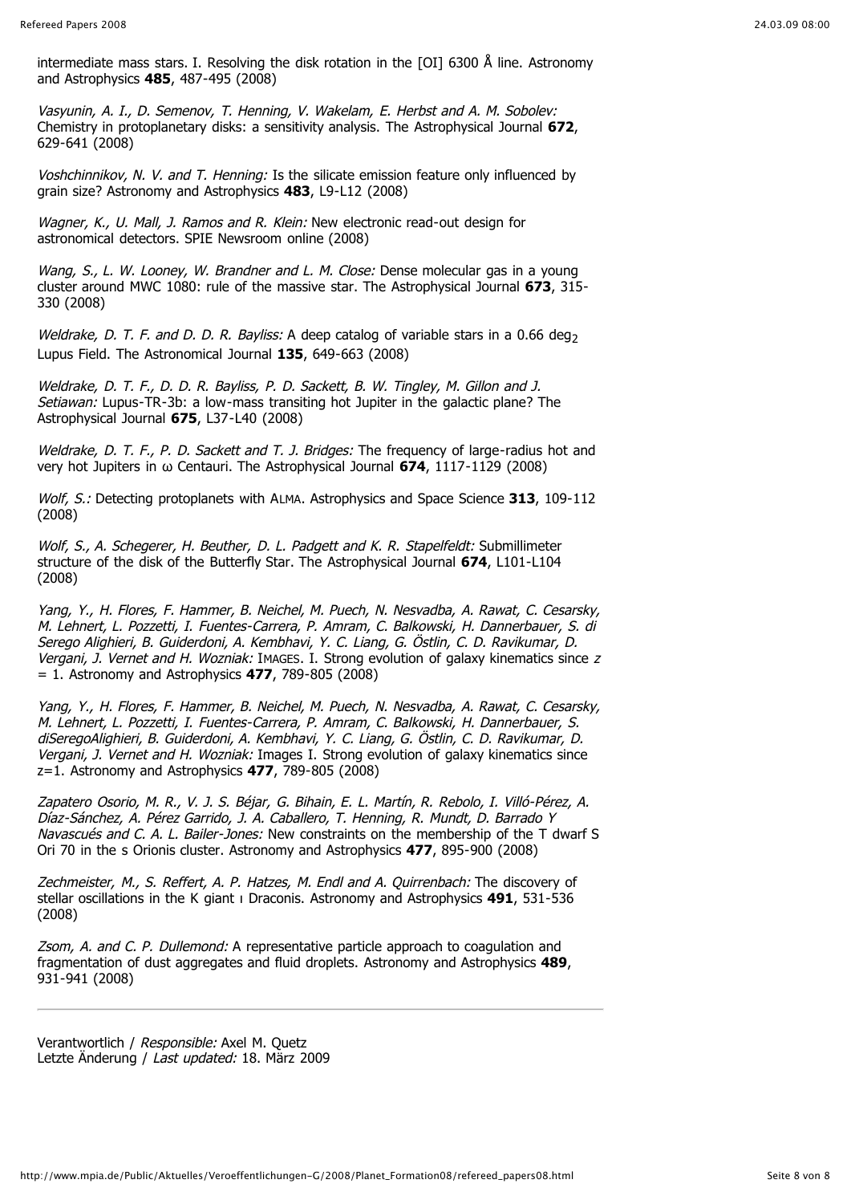intermediate mass stars. I. Resolving the disk rotation in the [OI] 6300 Å line. Astronomy and Astrophysics **485**, 487-495 (2008)

*Vasyunin, A. I., D. Semenov, T. Henning, V. Wakelam, E. Herbst and A. M. Sobolev:* Chemistry in protoplanetary disks: a sensitivity analysis. The Astrophysical Journal **672**, 629-641 (2008)

*Voshchinnikov, N. V. and T. Henning:* Is the silicate emission feature only influenced by grain size? Astronomy and Astrophysics **483**, L9-L12 (2008)

*Wagner, K., U. Mall, J. Ramos and R. Klein:* New electronic read-out design for astronomical detectors. SPIE Newsroom online (2008)

*Wang, S., L. W. Looney, W. Brandner and L. M. Close:* Dense molecular gas in a young cluster around MWC 1080: rule of the massive star. The Astrophysical Journal **673**, 315-330 (2008)

*Weldrake, D. T. F. and D. D. R. Bayliss:* A deep catalog of variable stars in a 0.66 $deg_2$ Lupus Field. The Astronomical Journal **135**, 649-663 (2008)

*Weldrake, D. T. F., D. D. R. Bayliss, P. D. Sackett, B. W. Tingley, M. Gillon and J. Setiawan:* Lupus-TR-3b: a low-mass transiting hot Jupiter in the galactic plane? The Astrophysical Journal **675**, L37-L40 (2008)

*Weldrake, D. T. F., P. D. Sackett and T. J. Bridges:* The frequency of large-radius hot and very hot Jupiters in ω Centauri. The Astrophysical Journal **674**, 1117-1129 (2008)

*Wolf, S.:* Detecting protoplanets with ALMA. Astrophysics and Space Science **313**, 109-112 (2008)

*Wolf, S., A. Schegerer, H. Beuther, D. L. Padgett and K. R. Stapelfeldt:* Submillimeter structure of the disk of the Butterfly Star. The Astrophysical Journal **674**, L101-L104 (2008)

*Yang, Y., H. Flores, F. Hammer, B. Neichel, M. Puech, N. Nesvadba, A. Rawat, C. Cesarsky, M. Lehnert, L. Pozzetti, I. Fuentes-Carrera, P. Amram, C. Balkowski, H. Dannerbauer, S. di Serego Alighieri, B. Guiderdoni, A. Kembhavi, Y. C. Liang, G. Östlin, C. D. Ravikumar, D. Vergani, J. Vernet and H. Wozniak:* IMAGES. I. Strong evolution of galaxy kinematics since $z = 1$. Astronomy and Astrophysics **477**, 789-805 (2008)

*Yang, Y., H. Flores, F. Hammer, B. Neichel, M. Puech, N. Nesvadba, A. Rawat, C. Cesarsky, M. Lehnert, L. Pozzetti, I. Fuentes-Carrera, P. Amram, C. Balkowski, H. Dannerbauer, S. diSeregoAlighieri, B. Guiderdoni, A. Kembhavi, Y. C. Liang, G. Östlin, C. D. Ravikumar, D. Vergani, J. Vernet and H. Wozniak:* Images I. Strong evolution of galaxy kinematics since z=1. Astronomy and Astrophysics **477**, 789-805 (2008)

*Zapatero Osorio, M. R., V. J. S. Béjar, G. Bihain, E. L. Martín, R. Rebolo, I. Villó-Pérez, A. Díaz-Sánchez, A. Pérez Garrido, J. A. Caballero, T. Henning, R. Mundt, D. Barrado Y Navascués and C. A. L. Bailer-Jones:* New constraints on the membership of the T dwarf S Ori 70 in the s Orionis cluster. Astronomy and Astrophysics **477**, 895-900 (2008)

*Zechmeister, M., S. Reffert, A. P. Hatzes, M. Endl and A. Quirrenbach:* The discovery of stellar oscillations in the K giant ι Draconis. Astronomy and Astrophysics **491**, 531-536 (2008)

*Zsom, A. and C. P. Dullemond:* A representative particle approach to coagulation and fragmentation of dust aggregates and fluid droplets. Astronomy and Astrophysics **489**, 931-941 (2008)

---

Verantwortlich / *Responsible:* Axel M. Quetz
Letzte Änderung / *Last updated:* 18. März 2009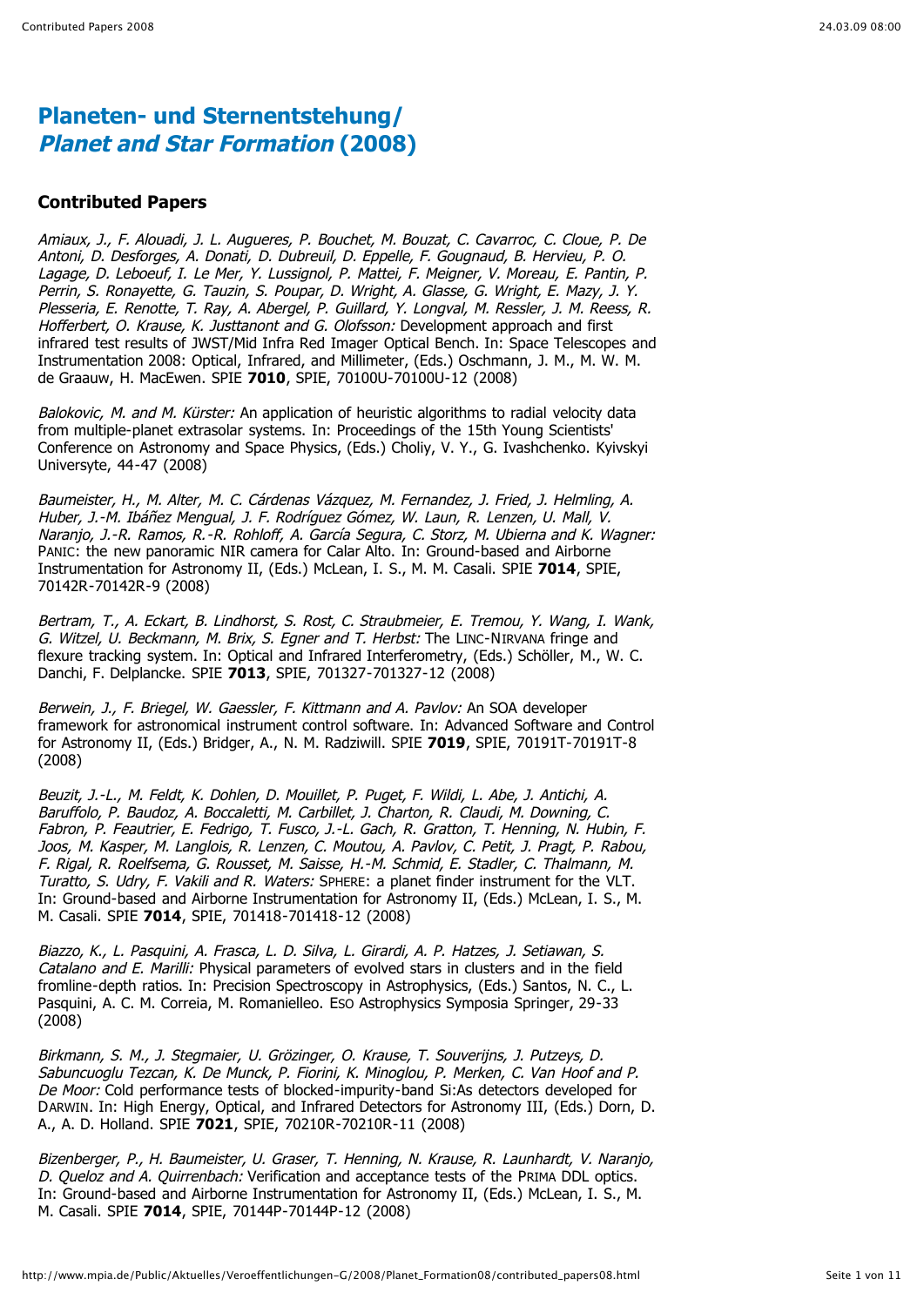# Planeten- und Sternentstehung/ *Planet and Star Formation* (2008)

## Contributed Papers

*Amiaux, J., F. Alouadi, J. L. Augueres, P. Bouchet, M. Bouzat, C. Cavarroc, C. Cloue, P. De Antoni, D. Desforges, A. Donati, D. Dubreuil, D. Eppelle, F. Gougnaud, B. Hervieu, P. O. Lagage, D. Leboeuf, I. Le Mer, Y. Lussignol, P. Mattei, F. Meigner, V. Moreau, E. Pantin, P. Perrin, S. Ronayette, G. Tauzin, S. Poupar, D. Wright, A. Glasse, G. Wright, E. Mazy, J. Y. Plesseria, E. Renotte, T. Ray, A. Abergel, P. Guillard, Y. Longval, M. Ressler, J. M. Reess, R. Hofferbert, O. Krause, K. Justtanont and G. Olofsson:* Development approach and first infrared test results of JWST/Mid Infra Red Imager Optical Bench. In: Space Telescopes and Instrumentation 2008: Optical, Infrared, and Millimeter, (Eds.) Oschmann, J. M., M. W. M. de Graauw, H. MacEwen. SPIE **7010**, SPIE, 70100U-70100U-12 (2008)

*Balokovic, M. and M. Kürster:* An application of heuristic algorithms to radial velocity data from multiple-planet extrasolar systems. In: Proceedings of the 15th Young Scientists' Conference on Astronomy and Space Physics, (Eds.) Choliy, V. Y., G. Ivashchenko. Kyivskyi Universyte, 44-47 (2008)

*Baumeister, H., M. Alter, M. C. Cárdenas Vázquez, M. Fernandez, J. Fried, J. Helmling, A. Huber, J.-M. Ibáñez Mengual, J. F. Rodríguez Gómez, W. Laun, R. Lenzen, U. Mall, V. Naranjo, J.-R. Ramos, R.-R. Rohloff, A. García Segura, C. Storz, M. Ubierna and K. Wagner:* PANIC: the new panoramic NIR camera for Calar Alto. In: Ground-based and Airborne Instrumentation for Astronomy II, (Eds.) McLean, I. S., M. M. Casali. SPIE **7014**, SPIE, 70142R-70142R-9 (2008)

*Bertram, T., A. Eckart, B. Lindhorst, S. Rost, C. Straubmeier, E. Tremou, Y. Wang, I. Wank, G. Witzel, U. Beckmann, M. Brix, S. Egner and T. Herbst:* The LINC-NIRVANA fringe and flexure tracking system. In: Optical and Infrared Interferometry, (Eds.) Schöller, M., W. C. Danchi, F. Delplancke. SPIE **7013**, SPIE, 701327-701327-12 (2008)

*Berwein, J., F. Briegel, W. Gaessler, F. Kittmann and A. Pavlov:* An SOA developer framework for astronomical instrument control software. In: Advanced Software and Control for Astronomy II, (Eds.) Bridger, A., N. M. Radziwill. SPIE **7019**, SPIE, 70191T-70191T-8 (2008)

*Beuzit, J.-L., M. Feldt, K. Dohlen, D. Mouillet, P. Puget, F. Wildi, L. Abe, J. Antichi, A. Baruffolo, P. Baudoz, A. Boccaletti, M. Carbillet, J. Charton, R. Claudi, M. Downing, C. Fabron, P. Feautrier, E. Fedrigo, T. Fusco, J.-L. Gach, R. Gratton, T. Henning, N. Hubin, F. Joos, M. Kasper, M. Langlois, R. Lenzen, C. Moutou, A. Pavlov, C. Petit, J. Pragt, P. Rabou, F. Rigal, R. Roelfsema, G. Rousset, M. Saisse, H.-M. Schmid, E. Stadler, C. Thalmann, M. Turatto, S. Udry, F. Vakili and R. Waters:* SPHERE: a planet finder instrument for the VLT. In: Ground-based and Airborne Instrumentation for Astronomy II, (Eds.) McLean, I. S., M. M. Casali. SPIE **7014**, SPIE, 701418-701418-12 (2008)

*Biazzo, K., L. Pasquini, A. Frasca, L. D. Silva, L. Girardi, A. P. Hatzes, J. Setiawan, S. Catalano and E. Marilli:* Physical parameters of evolved stars in clusters and in the field fromline-depth ratios. In: Precision Spectroscopy in Astrophysics, (Eds.) Santos, N. C., L. Pasquini, A. C. M. Correia, M. Romanielleo. ESO Astrophysics Symposia Springer, 29-33 (2008)

*Birkmann, S. M., J. Stegmaier, U. Grözinger, O. Krause, T. Souverijns, J. Putzeys, D. Sabuncuoglu Tezcan, K. De Munck, P. Fiorini, K. Minoglou, P. Merken, C. Van Hoof and P. De Moor:* Cold performance tests of blocked-impurity-band Si:As detectors developed for DARWIN. In: High Energy, Optical, and Infrared Detectors for Astronomy III, (Eds.) Dorn, D. A., A. D. Holland. SPIE **7021**, SPIE, 70210R-70210R-11 (2008)

*Bizenberger, P., H. Baumeister, U. Graser, T. Henning, N. Krause, R. Launhardt, V. Naranjo, D. Queloz and A. Quirrenbach:* Verification and acceptance tests of the PRIMA DDL optics. In: Ground-based and Airborne Instrumentation for Astronomy II, (Eds.) McLean, I. S., M. M. Casali. SPIE **7014**, SPIE, 70144P-70144P-12 (2008)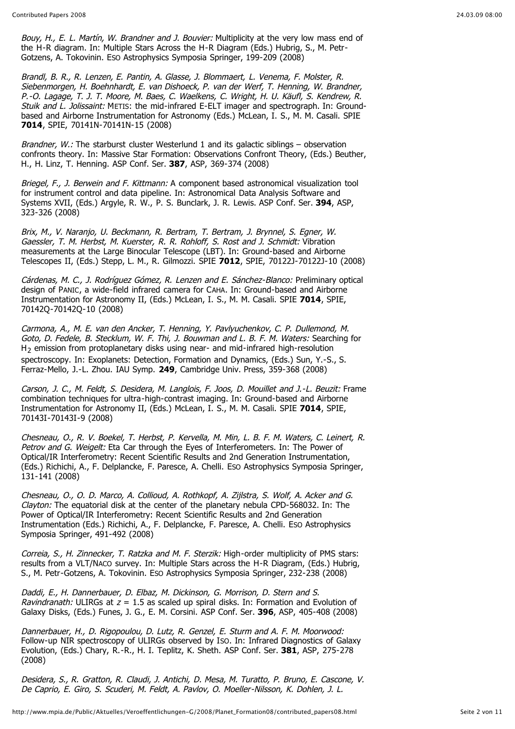*Bouy, H., E. L. Martín, W. Brandner and J. Bouvier:* Multiplicity at the very low mass end of the H-R diagram. In: Multiple Stars Across the H-R Diagram (Eds.) Hubrig, S., M. Petr-Gotzens, A. Tokovinin. ESO Astrophysics Symposia Springer, 199-209 (2008)

*Brandl, B. R., R. Lenzen, E. Pantin, A. Glasse, J. Blommaert, L. Venema, F. Molster, R. Siebenmorgen, H. Boehnhardt, E. van Dishoeck, P. van der Werf, T. Henning, W. Brandner, P.-O. Lagage, T. J. T. Moore, M. Baes, C. Waelkens, C. Wright, H. U. Käufl, S. Kendrew, R. Stuik and L. Jolissaint:* METIS: the mid-infrared E-ELT imager and spectrograph. In: Ground-based and Airborne Instrumentation for Astronomy (Eds.) McLean, I. S., M. M. Casali. SPIE **7014**, SPIE, 70141N-70141N-15 (2008)

*Brandner, W.:* The starburst cluster Westerlund 1 and its galactic siblings – observation confronts theory. In: Massive Star Formation: Observations Confront Theory, (Eds.) Beuther, H., H. Linz, T. Henning. ASP Conf. Ser. **387**, ASP, 369-374 (2008)

*Briegel, F., J. Berwein and F. Kittmann:* A component based astronomical visualization tool for instrument control and data pipeline. In: Astronomical Data Analysis Software and Systems XVII, (Eds.) Argyle, R. W., P. S. Bunclark, J. R. Lewis. ASP Conf. Ser. **394**, ASP, 323-326 (2008)

*Brix, M., V. Naranjo, U. Beckmann, R. Bertram, T. Bertram, J. Brynnel, S. Egner, W. Gaessler, T. M. Herbst, M. Kuerster, R. R. Rohloff, S. Rost and J. Schmidt:* Vibration measurements at the Large Binocular Telescope (LBT). In: Ground-based and Airborne Telescopes II, (Eds.) Stepp, L. M., R. Gilmozzi. SPIE **7012**, SPIE, 70122J-70122J-10 (2008)

*Cárdenas, M. C., J. Rodríguez Gómez, R. Lenzen and E. Sánchez-Blanco:* Preliminary optical design of PANIC, a wide-field infrared camera for CAHA. In: Ground-based and Airborne Instrumentation for Astronomy II, (Eds.) McLean, I. S., M. M. Casali. SPIE **7014**, SPIE, 70142Q-70142Q-10 (2008)

*Carmona, A., M. E. van den Ancker, T. Henning, Y. Pavlyuchenkov, C. P. Dullemond, M. Goto, D. Fedele, B. Stecklum, W. F. Thi, J. Bouwman and L. B. F. M. Waters:* Searching for $H_2$ emission from protoplanetary disks using near- and mid-infrared high-resolution spectroscopy. In: Exoplanets: Detection, Formation and Dynamics, (Eds.) Sun, Y.-S., S. Ferraz-Mello, J.-L. Zhou. IAU Symp. **249**, Cambridge Univ. Press, 359-368 (2008)

*Carson, J. C., M. Feldt, S. Desidera, M. Langlois, F. Joos, D. Mouillet and J.-L. Beuzit:* Frame combination techniques for ultra-high-contrast imaging. In: Ground-based and Airborne Instrumentation for Astronomy II, (Eds.) McLean, I. S., M. M. Casali. SPIE **7014**, SPIE, 70143I-70143I-9 (2008)

*Chesneau, O., R. V. Boekel, T. Herbst, P. Kervella, M. Min, L. B. F. M. Waters, C. Leinert, R. Petrov and G. Weigelt:* Eta Car through the Eyes of Interferometers. In: The Power of Optical/IR Interferometry: Recent Scientific Results and 2nd Generation Instrumentation, (Eds.) Richichi, A., F. Delplancke, F. Paresce, A. Chelli. ESO Astrophysics Symposia Springer, 131-141 (2008)

*Chesneau, O., O. D. Marco, A. Collioud, A. Rothkopf, A. Zijlstra, S. Wolf, A. Acker and G. Clayton:* The equatorial disk at the center of the planetary nebula CPD-568032. In: The Power of Optical/IR Interferometry: Recent Scientific Results and 2nd Generation Instrumentation (Eds.) Richichi, A., F. Delplancke, F. Paresce, A. Chelli. ESO Astrophysics Symposia Springer, 491-492 (2008)

*Correia, S., H. Zinnecker, T. Ratzka and M. F. Sterzik:* High-order multiplicity of PMS stars: results from a VLT/NACO survey. In: Multiple Stars across the H-R Diagram, (Eds.) Hubrig, S., M. Petr-Gotzens, A. Tokovinin. ESO Astrophysics Symposia Springer, 232-238 (2008)

*Daddi, E., H. Dannerbauer, D. Elbaz, M. Dickinson, G. Morrison, D. Stern and S. Ravindranath:* ULIRGs at $z = 1.5$ as scaled up spiral disks. In: Formation and Evolution of Galaxy Disks, (Eds.) Funes, J. G., E. M. Corsini. ASP Conf. Ser. **396**, ASP, 405-408 (2008)

*Dannerbauer, H., D. Rigopoulou, D. Lutz, R. Genzel, E. Sturm and A. F. M. Moorwood:* Follow-up NIR spectroscopy of ULIRGs observed by ISO. In: Infrared Diagnostics of Galaxy Evolution, (Eds.) Chary, R.-R., H. I. Teplitz, K. Sheth. ASP Conf. Ser. **381**, ASP, 275-278 (2008)

*Desidera, S., R. Gratton, R. Claudi, J. Antichi, D. Mesa, M. Turatto, P. Bruno, E. Cascone, V. De Caprio, E. Giro, S. Scuderi, M. Feldt, A. Pavlov, O. Moeller-Nilsson, K. Dohlen, J. L.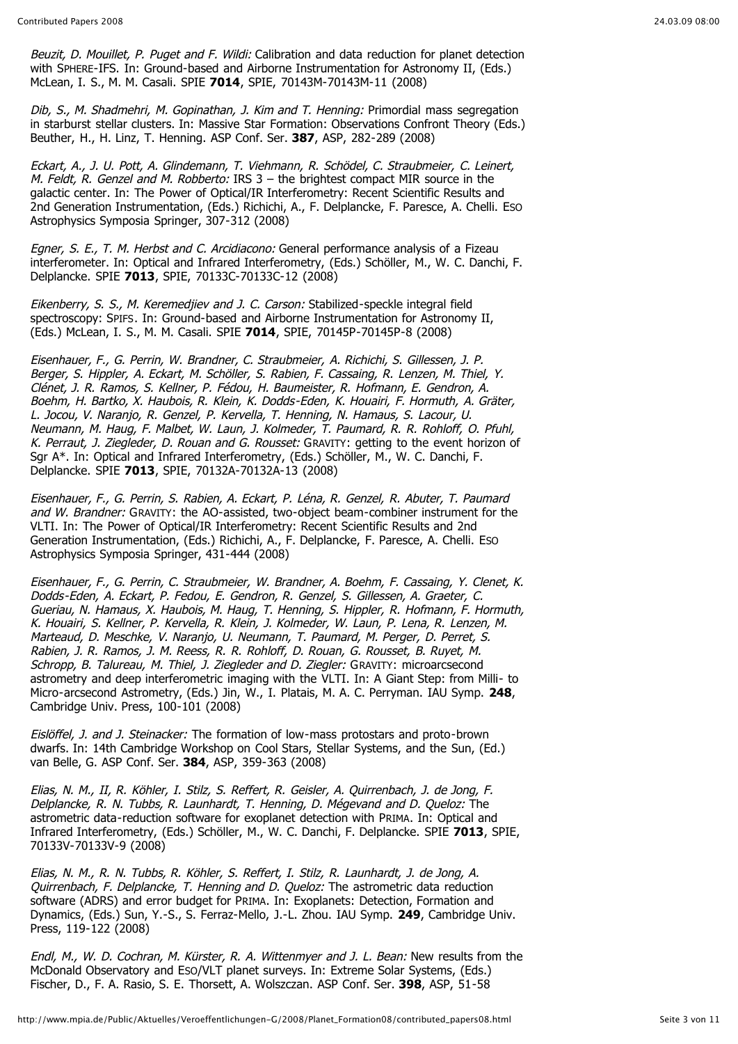*Beuzit, D. Mouillet, P. Puget and F. Wildi:* Calibration and data reduction for planet detection with SPHERE-IFS. In: Ground-based and Airborne Instrumentation for Astronomy II, (Eds.) McLean, I. S., M. M. Casali. SPIE **7014**, SPIE, 70143M-70143M-11 (2008)

*Dib, S., M. Shadmehri, M. Gopinathan, J. Kim and T. Henning:* Primordial mass segregation in starburst stellar clusters. In: Massive Star Formation: Observations Confront Theory (Eds.) Beuther, H., H. Linz, T. Henning. ASP Conf. Ser. **387**, ASP, 282-289 (2008)

*Eckart, A., J. U. Pott, A. Glindemann, T. Viehmann, R. Schödel, C. Straubmeier, C. Leinert, M. Feldt, R. Genzel and M. Robberto:* IRS 3 – the brightest compact MIR source in the galactic center. In: The Power of Optical/IR Interferometry: Recent Scientific Results and 2nd Generation Instrumentation, (Eds.) Richichi, A., F. Delplancke, F. Paresce, A. Chelli. ESO Astrophysics Symposia Springer, 307-312 (2008)

*Egner, S. E., T. M. Herbst and C. Arcidiacono:* General performance analysis of a Fizeau interferometer. In: Optical and Infrared Interferometry, (Eds.) Schöller, M., W. C. Danchi, F. Delplancke. SPIE **7013**, SPIE, 70133C-70133C-12 (2008)

*Eikenberry, S. S., M. Keremedjiev and J. C. Carson:* Stabilized-speckle integral field spectroscopy: SPIFS. In: Ground-based and Airborne Instrumentation for Astronomy II, (Eds.) McLean, I. S., M. M. Casali. SPIE **7014**, SPIE, 70145P-70145P-8 (2008)

*Eisenhauer, F., G. Perrin, W. Brandner, C. Straubmeier, A. Richichi, S. Gillessen, J. P. Berger, S. Hippler, A. Eckart, M. Schöller, S. Rabien, F. Cassaing, R. Lenzen, M. Thiel, Y. Clénet, J. R. Ramos, S. Kellner, P. Fédou, H. Baumeister, R. Hofmann, E. Gendron, A. Boehm, H. Bartko, X. Haubois, R. Klein, K. Dodds-Eden, K. Houairi, F. Hormuth, A. Gräter, L. Jocou, V. Naranjo, R. Genzel, P. Kervella, T. Henning, N. Hamaus, S. Lacour, U. Neumann, M. Haug, F. Malbet, W. Laun, J. Kolmeder, T. Paumard, R. R. Rohloff, O. Pfuhl, K. Perraut, J. Ziegleder, D. Rouan and G. Rousset:* GRAVITY: getting to the event horizon of Sgr A*. In: Optical and Infrared Interferometry, (Eds.) Schöller, M., W. C. Danchi, F. Delplancke. SPIE **7013**, SPIE, 70132A-70132A-13 (2008)

*Eisenhauer, F., G. Perrin, S. Rabien, A. Eckart, P. Léna, R. Genzel, R. Abuter, T. Paumard and W. Brandner:* GRAVITY: the AO-assisted, two-object beam-combiner instrument for the VLTI. In: The Power of Optical/IR Interferometry: Recent Scientific Results and 2nd Generation Instrumentation, (Eds.) Richichi, A., F. Delplancke, F. Paresce, A. Chelli. ESO Astrophysics Symposia Springer, 431-444 (2008)

*Eisenhauer, F., G. Perrin, C. Straubmeier, W. Brandner, A. Boehm, F. Cassaing, Y. Clenet, K. Dodds-Eden, A. Eckart, P. Fedou, E. Gendron, R. Genzel, S. Gillessen, A. Graeter, C. Gueriau, N. Hamaus, X. Haubois, M. Haug, T. Henning, S. Hippler, R. Hofmann, F. Hormuth, K. Houairi, S. Kellner, P. Kervella, R. Klein, J. Kolmeder, W. Laun, P. Lena, R. Lenzen, M. Marteaud, D. Meschke, V. Naranjo, U. Neumann, T. Paumard, M. Perger, D. Perret, S. Rabien, J. R. Ramos, J. M. Reess, R. R. Rohloff, D. Rouan, G. Rousset, B. Ruyet, M. Schropp, B. Talureau, M. Thiel, J. Ziegleder and D. Ziegler:* GRAVITY: microarcsecond astrometry and deep interferometric imaging with the VLTI. In: A Giant Step: from Milli- to Micro-arcsecond Astrometry, (Eds.) Jin, W., I. Platais, M. A. C. Perryman. IAU Symp. **248**, Cambridge Univ. Press, 100-101 (2008)

*Eislöffel, J. and J. Steinacker:* The formation of low-mass protostars and proto-brown dwarfs. In: 14th Cambridge Workshop on Cool Stars, Stellar Systems, and the Sun, (Ed.) van Belle, G. ASP Conf. Ser. **384**, ASP, 359-363 (2008)

*Elias, N. M., II, R. Köhler, I. Stilz, S. Reffert, R. Geisler, A. Quirrenbach, J. de Jong, F. Delplancke, R. N. Tubbs, R. Launhardt, T. Henning, D. Mégevand and D. Queloz:* The astrometric data-reduction software for exoplanet detection with PRIMA. In: Optical and Infrared Interferometry, (Eds.) Schöller, M., W. C. Danchi, F. Delplancke. SPIE **7013**, SPIE, 70133V-70133V-9 (2008)

*Elias, N. M., R. N. Tubbs, R. Köhler, S. Reffert, I. Stilz, R. Launhardt, J. de Jong, A. Quirrenbach, F. Delplancke, T. Henning and D. Queloz:* The astrometric data reduction software (ADRS) and error budget for PRIMA. In: Exoplanets: Detection, Formation and Dynamics, (Eds.) Sun, Y.-S., S. Ferraz-Mello, J.-L. Zhou. IAU Symp. **249**, Cambridge Univ. Press, 119-122 (2008)

*Endl, M., W. D. Cochran, M. Kürster, R. A. Wittenmyer and J. L. Bean:* New results from the McDonald Observatory and ESO/VLT planet surveys. In: Extreme Solar Systems, (Eds.) Fischer, D., F. A. Rasio, S. E. Thorsett, A. Wolszczan. ASP Conf. Ser. **398**, ASP, 51-58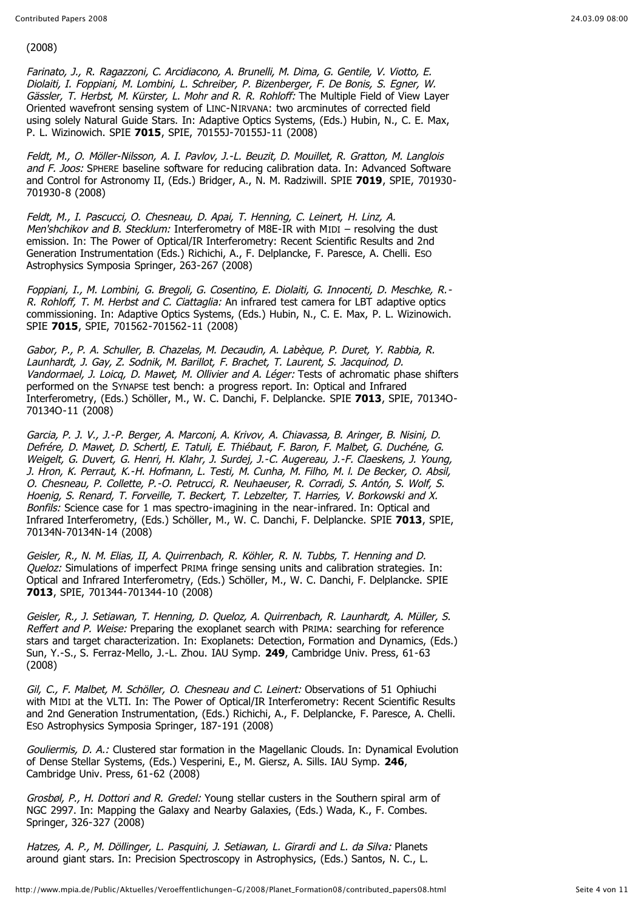(2008)

*Farinato, J., R. Ragazzoni, C. Arcidiacono, A. Brunelli, M. Dima, G. Gentile, V. Viotto, E. Diolaiti, I. Foppiani, M. Lombini, L. Schreiber, P. Bizenberger, F. De Bonis, S. Egner, W. Gässler, T. Herbst, M. Kürster, L. Mohr and R. R. Rohloff:* The Multiple Field of View Layer Oriented wavefront sensing system of LINC-NIRVANA: two arcminutes of corrected field using solely Natural Guide Stars. In: Adaptive Optics Systems, (Eds.) Hubin, N., C. E. Max, P. L. Wizinowich. SPIE **7015**, SPIE, 70155J-70155J-11 (2008)

*Feldt, M., O. Möller-Nilsson, A. I. Pavlov, J.-L. Beuzit, D. Mouillet, R. Gratton, M. Langlois and F. Joos:* SPHERE baseline software for reducing calibration data. In: Advanced Software and Control for Astronomy II, (Eds.) Bridger, A., N. M. Radziwill. SPIE **7019**, SPIE, 701930-701930-8 (2008)

*Feldt, M., I. Pascucci, O. Chesneau, D. Apai, T. Henning, C. Leinert, H. Linz, A. Men'shchikov and B. Stecklum:* Interferometry of M8E-IR with MIDI – resolving the dust emission. In: The Power of Optical/IR Interferometry: Recent Scientific Results and 2nd Generation Instrumentation (Eds.) Richichi, A., F. Delplancke, F. Paresce, A. Chelli. ESO Astrophysics Symposia Springer, 263-267 (2008)

*Foppiani, I., M. Lombini, G. Bregoli, G. Cosentino, E. Diolaiti, G. Innocenti, D. Meschke, R.-R. Rohloff, T. M. Herbst and C. Ciattaglia:* An infrared test camera for LBT adaptive optics commissioning. In: Adaptive Optics Systems, (Eds.) Hubin, N., C. E. Max, P. L. Wizinowich. SPIE **7015**, SPIE, 701562-701562-11 (2008)

*Gabor, P., P. A. Schuller, B. Chazelas, M. Decaudin, A. Labèque, P. Duret, Y. Rabbia, R. Launhardt, J. Gay, Z. Sodnik, M. Barillot, F. Brachet, T. Laurent, S. Jacquinod, D. Vandormael, J. Loicq, D. Mawet, M. Ollivier and A. Léger:* Tests of achromatic phase shifters performed on the SYNAPSE test bench: a progress report. In: Optical and Infrared Interferometry, (Eds.) Schöller, M., W. C. Danchi, F. Delplancke. SPIE **7013**, SPIE, 70134O-70134O-11 (2008)

*Garcia, P. J. V., J.-P. Berger, A. Marconi, A. Krivov, A. Chiavassa, B. Aringer, B. Nisini, D. Defrére, D. Mawet, D. Schertl, E. Tatuli, E. Thiébaut, F. Baron, F. Malbet, G. Duchéne, G. Weigelt, G. Duvert, G. Henri, H. Klahr, J. Surdej, J.-C. Augereau, J.-F. Claeskens, J. Young, J. Hron, K. Perraut, K.-H. Hofmann, L. Testi, M. Cunha, M. Filho, M. l. De Becker, O. Absil, O. Chesneau, P. Collette, P.-O. Petrucci, R. Neuhaeuser, R. Corradi, S. Antón, S. Wolf, S. Hoenig, S. Renard, T. Forveille, T. Beckert, T. Lebzelter, T. Harries, V. Borkowski and X. Bonfils:* Science case for 1 mas spectro-imagining in the near-infrared. In: Optical and Infrared Interferometry, (Eds.) Schöller, M., W. C. Danchi, F. Delplancke. SPIE **7013**, SPIE, 70134N-70134N-14 (2008)

*Geisler, R., N. M. Elias, II, A. Quirrenbach, R. Köhler, R. N. Tubbs, T. Henning and D. Queloz:* Simulations of imperfect PRIMA fringe sensing units and calibration strategies. In: Optical and Infrared Interferometry, (Eds.) Schöller, M., W. C. Danchi, F. Delplancke. SPIE **7013**, SPIE, 701344-701344-10 (2008)

*Geisler, R., J. Setiawan, T. Henning, D. Queloz, A. Quirrenbach, R. Launhardt, A. Müller, S. Reffert and P. Weise:* Preparing the exoplanet search with PRIMA: searching for reference stars and target characterization. In: Exoplanets: Detection, Formation and Dynamics, (Eds.) Sun, Y.-S., S. Ferraz-Mello, J.-L. Zhou. IAU Symp. **249**, Cambridge Univ. Press, 61-63 (2008)

*Gil, C., F. Malbet, M. Schöller, O. Chesneau and C. Leinert:* Observations of 51 Ophiuchi with MIDI at the VLTI. In: The Power of Optical/IR Interferometry: Recent Scientific Results and 2nd Generation Instrumentation, (Eds.) Richichi, A., F. Delplancke, F. Paresce, A. Chelli. ESO Astrophysics Symposia Springer, 187-191 (2008)

*Gouliermis, D. A.:* Clustered star formation in the Magellanic Clouds. In: Dynamical Evolution of Dense Stellar Systems, (Eds.) Vesperini, E., M. Giersz, A. Sills. IAU Symp. **246**, Cambridge Univ. Press, 61-62 (2008)

*Grosbøl, P., H. Dottori and R. Gredel:* Young stellar custers in the Southern spiral arm of NGC 2997. In: Mapping the Galaxy and Nearby Galaxies, (Eds.) Wada, K., F. Combes. Springer, 326-327 (2008)

*Hatzes, A. P., M. Döllinger, L. Pasquini, J. Setiawan, L. Girardi and L. da Silva:* Planets around giant stars. In: Precision Spectroscopy in Astrophysics, (Eds.) Santos, N. C., L.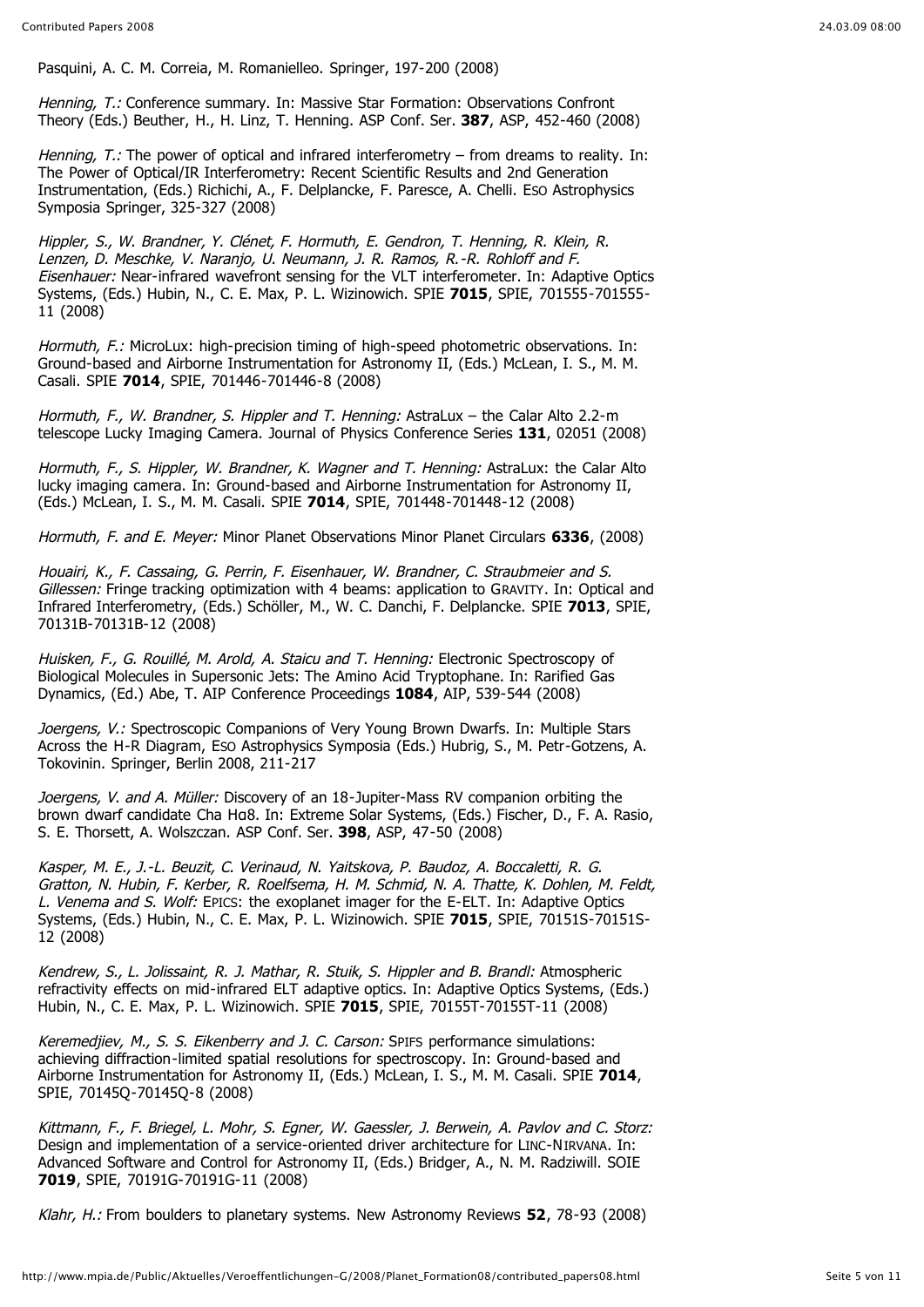Pasquini, A. C. M. Correia, M. Romaniello. Springer, 197-200 (2008)

*Henning, T.:* Conference summary. In: Massive Star Formation: Observations Confront Theory (Eds.) Beuther, H., H. Linz, T. Henning. ASP Conf. Ser. **387**, ASP, 452-460 (2008)

*Henning, T.:* The power of optical and infrared interferometry – from dreams to reality. In: The Power of Optical/IR Interferometry: Recent Scientific Results and 2nd Generation Instrumentation, (Eds.) Richichi, A., F. Delplancke, F. Paresce, A. Chelli. ESO Astrophysics Symposia Springer, 325-327 (2008)

*Hippler, S., W. Brandner, Y. Clénet, F. Hormuth, E. Gendron, T. Henning, R. Klein, R. Lenzen, D. Meschke, V. Naranjo, U. Neumann, J. R. Ramos, R.-R. Rohloff and F. Eisenhauer:* Near-infrared wavefront sensing for the VLT interferometer. In: Adaptive Optics Systems, (Eds.) Hubin, N., C. E. Max, P. L. Wizinowich. SPIE **7015**, SPIE, 701555-701555-11 (2008)

*Hormuth, F.:* MicroLux: high-precision timing of high-speed photometric observations. In: Ground-based and Airborne Instrumentation for Astronomy II, (Eds.) McLean, I. S., M. M. Casali. SPIE **7014**, SPIE, 701446-701446-8 (2008)

*Hormuth, F., W. Brandner, S. Hippler and T. Henning:* AstraLux – the Calar Alto 2.2-m telescope Lucky Imaging Camera. Journal of Physics Conference Series **131**, 02051 (2008)

*Hormuth, F., S. Hippler, W. Brandner, K. Wagner and T. Henning:* AstraLux: the Calar Alto lucky imaging camera. In: Ground-based and Airborne Instrumentation for Astronomy II, (Eds.) McLean, I. S., M. M. Casali. SPIE **7014**, SPIE, 701448-701448-12 (2008)

*Hormuth, F. and E. Meyer:* Minor Planet Observations Minor Planet Circulars **6336**, (2008)

*Houairi, K., F. Cassaing, G. Perrin, F. Eisenhauer, W. Brandner, C. Straubmeier and S. Gillessen:* Fringe tracking optimization with 4 beams: application to GRAVITY. In: Optical and Infrared Interferometry, (Eds.) Schöller, M., W. C. Danchi, F. Delplancke. SPIE **7013**, SPIE, 70131B-70131B-12 (2008)

*Huisken, F., G. Rouillé, M. Arold, A. Staicu and T. Henning:* Electronic Spectroscopy of Biological Molecules in Supersonic Jets: The Amino Acid Tryptophane. In: Rarified Gas Dynamics, (Ed.) Abe, T. AIP Conference Proceedings **1084**, AIP, 539-544 (2008)

*Joergens, V.:* Spectroscopic Companions of Very Young Brown Dwarfs. In: Multiple Stars Across the H-R Diagram, ESO Astrophysics Symposia (Eds.) Hubrig, S., M. Petr-Gotzens, A. Tokovinin. Springer, Berlin 2008, 211-217

*Joergens, V. and A. Müller:* Discovery of an 18-Jupiter-Mass RV companion orbiting the brown dwarf candidate Cha Hα8. In: Extreme Solar Systems, (Eds.) Fischer, D., F. A. Rasio, S. E. Thorsett, A. Wolszczan. ASP Conf. Ser. **398**, ASP, 47-50 (2008)

*Kasper, M. E., J.-L. Beuzit, C. Verinaud, N. Yaitskova, P. Baudoz, A. Boccaletti, R. G. Gratton, N. Hubin, F. Kerber, R. Roelfsema, H. M. Schmid, N. A. Thatte, K. Dohlen, M. Feldt, L. Venema and S. Wolf:* EPICS: the exoplanet imager for the E-ELT. In: Adaptive Optics Systems, (Eds.) Hubin, N., C. E. Max, P. L. Wizinowich. SPIE **7015**, SPIE, 70151S-70151S-12 (2008)

*Kendrew, S., L. Jolissaint, R. J. Mathar, R. Stuik, S. Hippler and B. Brandl:* Atmospheric refractivity effects on mid-infrared ELT adaptive optics. In: Adaptive Optics Systems, (Eds.) Hubin, N., C. E. Max, P. L. Wizinowich. SPIE **7015**, SPIE, 70155T-70155T-11 (2008)

*Keremedjiev, M., S. S. Eikenberry and J. C. Carson:* SPIFS performance simulations: achieving diffraction-limited spatial resolutions for spectroscopy. In: Ground-based and Airborne Instrumentation for Astronomy II, (Eds.) McLean, I. S., M. M. Casali. SPIE **7014**, SPIE, 70145Q-70145Q-8 (2008)

*Kittmann, F., F. Briegel, L. Mohr, S. Egner, W. Gaessler, J. Berwein, A. Pavlov and C. Storz:* Design and implementation of a service-oriented driver architecture for LINC-NIRVANA. In: Advanced Software and Control for Astronomy II, (Eds.) Bridger, A., N. M. Radziwill. SOIE **7019**, SPIE, 70191G-70191G-11 (2008)

*Klahr, H.:* From boulders to planetary systems. New Astronomy Reviews **52**, 78-93 (2008)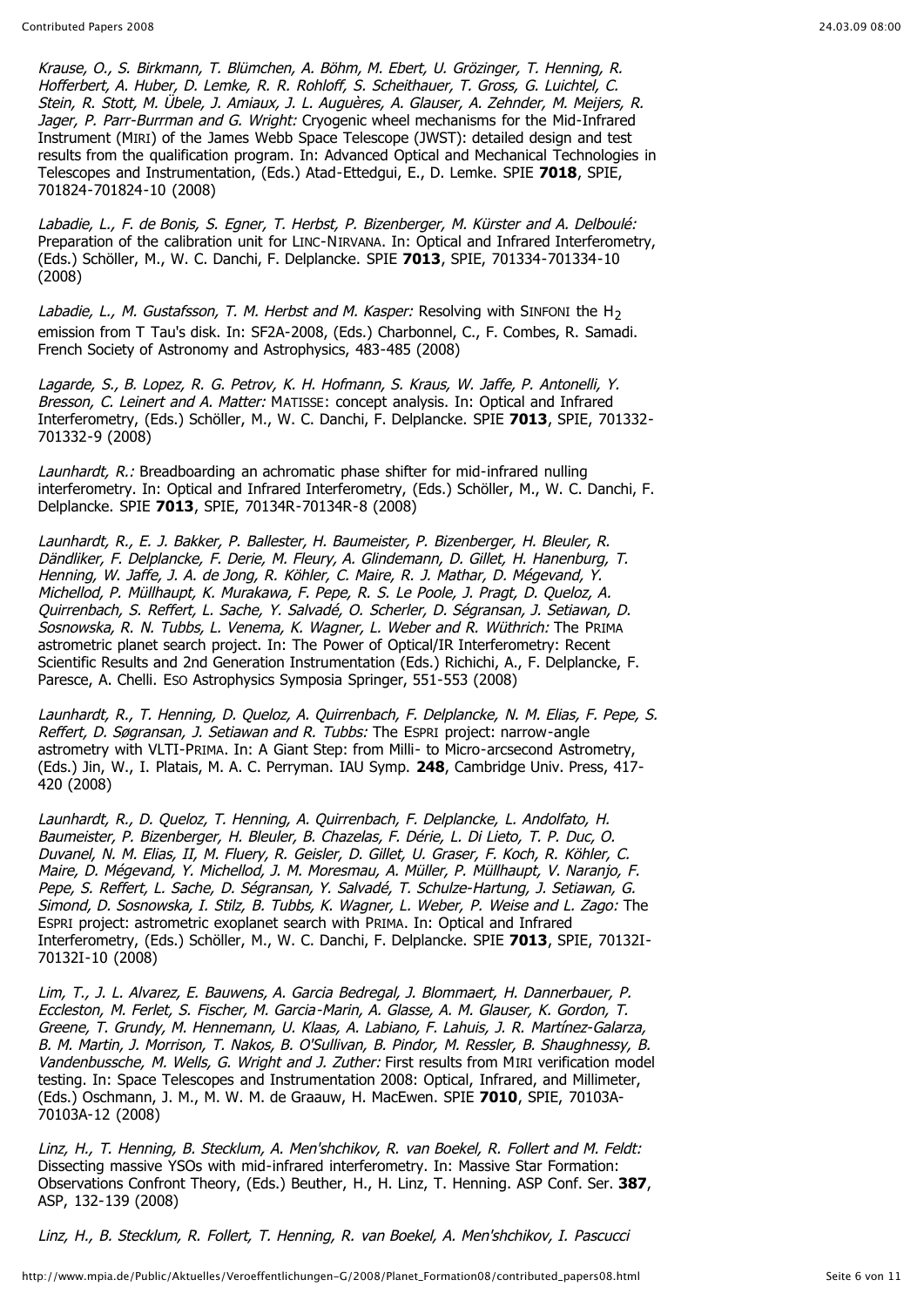*Krause, O., S. Birkmann, T. Blümchen, A. Böhm, M. Ebert, U. Grözinger, T. Henning, R. Hofferbert, A. Huber, D. Lemke, R. R. Rohloff, S. Scheithauer, T. Gross, G. Luichtel, C. Stein, R. Stott, M. Übele, J. Amiaux, J. L. Augueres, A. Glauser, A. Zehnder, M. Meijers, R. Jager, P. Parr-Burrman and G. Wright:* Cryogenic wheel mechanisms for the Mid-Infrared Instrument (MIRI) of the James Webb Space Telescope (JWST): detailed design and test results from the qualification program. In: Advanced Optical and Mechanical Technologies in Telescopes and Instrumentation, (Eds.) Atad-Ettedgui, E., D. Lemke. SPIE **7018**, SPIE, 701824-701824-10 (2008)

*Labadie, L., F. de Bonis, S. Egner, T. Herbst, P. Bizenberger, M. Kürster and A. Delboulé:* Preparation of the calibration unit for LINC-NIRVANA. In: Optical and Infrared Interferometry, (Eds.) Schöller, M., W. C. Danchi, F. Delplancke. SPIE **7013**, SPIE, 701334-701334-10 (2008)

*Labadie, L., M. Gustafsson, T. M. Herbst and M. Kasper:* Resolving with SINFONI the $H_2$ emission from T Tau's disk. In: SF2A-2008, (Eds.) Charbonnel, C., F. Combes, R. Samadi. French Society of Astronomy and Astrophysics, 483-485 (2008)

*Lagarde, S., B. Lopez, R. G. Petrov, K. H. Hofmann, S. Kraus, W. Jaffe, P. Antonelli, Y. Bresson, C. Leinert and A. Matter:* MATISSE: concept analysis. In: Optical and Infrared Interferometry, (Eds.) Schöller, M., W. C. Danchi, F. Delplancke. SPIE **7013**, SPIE, 701332-701332-9 (2008)

*Launhardt, R.:* Breadboarding an achromatic phase shifter for mid-infrared nulling interferometry. In: Optical and Infrared Interferometry, (Eds.) Schöller, M., W. C. Danchi, F. Delplancke. SPIE **7013**, SPIE, 70134R-70134R-8 (2008)

*Launhardt, R., E. J. Bakker, P. Ballester, H. Baumeister, P. Bizenberger, H. Bleuler, R. Dändliker, F. Delplancke, F. Derie, M. Fleury, A. Glindemann, D. Gillet, H. Hanenburg, T. Henning, W. Jaffe, J. A. de Jong, R. Köhler, C. Maire, R. J. Mathar, D. Mégevand, Y. Michellod, P. Müllhaupt, K. Murakawa, F. Pepe, R. S. Le Poole, J. Pragt, D. Queloz, A. Quirrenbach, S. Reffert, L. Sache, Y. Salvadé, O. Scherler, D. Ségransan, J. Setiawan, D. Sosnowska, R. N. Tubbs, L. Venema, K. Wagner, L. Weber and R. Wüthrich:* The PRIMA astrometric planet search project. In: The Power of Optical/IR Interferometry: Recent Scientific Results and 2nd Generation Instrumentation (Eds.) Richichi, A., F. Delplancke, F. Paresce, A. Chelli. ESO Astrophysics Symposia Springer, 551-553 (2008)

*Launhardt, R., T. Henning, D. Queloz, A. Quirrenbach, F. Delplancke, N. M. Elias, F. Pepe, S. Reffert, D. Søgransan, J. Setiawan and R. Tubbs:* The ESPRI project: narrow-angle astrometry with VLTI-PRIMA. In: A Giant Step: from Milli- to Micro-arcsecond Astrometry, (Eds.) Jin, W., I. Platais, M. A. C. Perryman. IAU Symp. **248**, Cambridge Univ. Press, 417-420 (2008)

*Launhardt, R., D. Queloz, T. Henning, A. Quirrenbach, F. Delplancke, L. Andolfato, H. Baumeister, P. Bizenberger, H. Bleuler, B. Chazelas, F. Dérie, L. Di Lieto, T. P. Duc, O. Duvanel, N. M. Elias, II, M. Fluery, R. Geisler, D. Gillet, U. Graser, F. Koch, R. Köhler, C. Maire, D. Mégevand, Y. Michellod, J. M. Moresmau, A. Müller, P. Müllhaupt, V. Naranjo, F. Pepe, S. Reffert, L. Sache, D. Ségransan, Y. Salvadé, T. Schulze-Hartung, J. Setiawan, G. Simond, D. Sosnowska, I. Stilz, B. Tubbs, K. Wagner, L. Weber, P. Weise and L. Zago:* The ESPRI project: astrometric exoplanet search with PRIMA. In: Optical and Infrared Interferometry, (Eds.) Schöller, M., W. C. Danchi, F. Delplancke. SPIE **7013**, SPIE, 70132I-70132I-10 (2008)

*Lim, T., J. L. Alvarez, E. Bauwens, A. Garcia Bedregal, J. Blommaert, H. Dannerbauer, P. Eccleston, M. Ferlet, S. Fischer, M. Garcia-Marin, A. Glasse, A. M. Glauser, K. Gordon, T. Greene, T. Grundy, M. Hennemann, U. Klaas, A. Labiano, F. Lahuis, J. R. Martínez-Galarza, B. M. Martin, J. Morrison, T. Nakos, B. O'Sullivan, B. Pindor, M. Ressler, B. Shaughnessy, B. Vandenbussche, M. Wells, G. Wright and J. Zuther:* First results from MIRI verification model testing. In: Space Telescopes and Instrumentation 2008: Optical, Infrared, and Millimeter, (Eds.) Oschmann, J. M., M. W. M. de Graauw, H. MacEwen. SPIE **7010**, SPIE, 70103A-70103A-12 (2008)

*Linz, H., T. Henning, B. Stecklum, A. Men'shchikov, R. van Boekel, R. Follert and M. Feldt:* Dissecting massive YSOs with mid-infrared interferometry. In: Massive Star Formation: Observations Confront Theory, (Eds.) Beuther, H., H. Linz, T. Henning. ASP Conf. Ser. **387**, ASP, 132-139 (2008)

*Linz, H., B. Stecklum, R. Follert, T. Henning, R. van Boekel, A. Men'shchikov, I. Pascucci*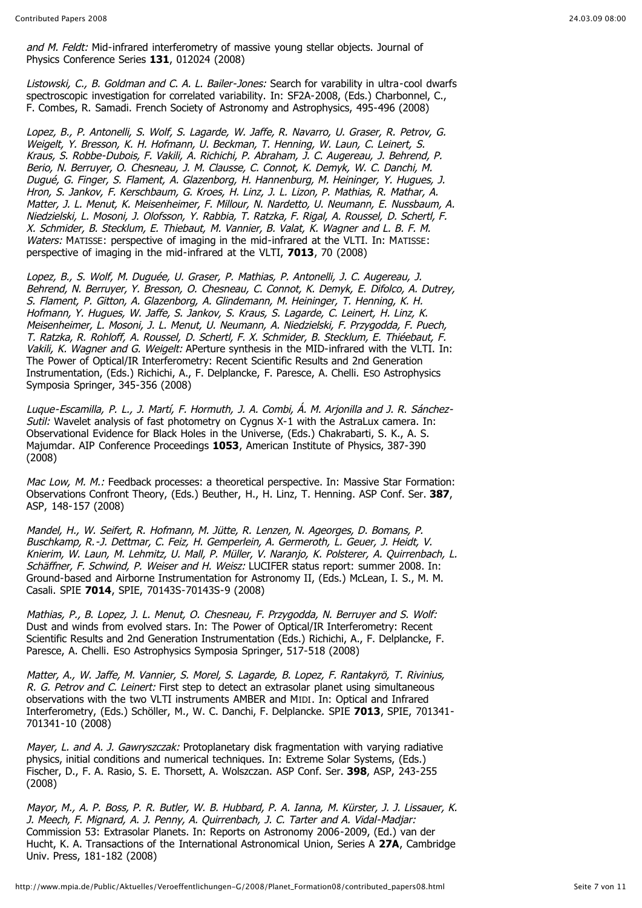*and M. Feldt:* Mid-infrared interferometry of massive young stellar objects. Journal of Physics Conference Series **131**, 012024 (2008)

*Listowski, C., B. Goldman and C. A. L. Bailer-Jones:* Search for varability in ultra-cool dwarfs spectroscopic investigation for correlated variability. In: SF2A-2008, (Eds.) Charbonnel, C., F. Combes, R. Samadi. French Society of Astronomy and Astrophysics, 495-496 (2008)

*Lopez, B., P. Antonelli, S. Wolf, S. Lagarde, W. Jaffe, R. Navarro, U. Graser, R. Petrov, G. Weigelt, Y. Bresson, K. H. Hofmann, U. Beckman, T. Henning, W. Laun, C. Leinert, S. Kraus, S. Robbe-Dubois, F. Vakili, A. Richichi, P. Abraham, J. C. Augereau, J. Behrend, P. Berio, N. Berruyer, O. Chesneau, J. M. Clausse, C. Connot, K. Demyk, W. C. Danchi, M. Dugué, G. Finger, S. Flament, A. Glazenborg, H. Hannenburg, M. Heininger, Y. Hugues, J. Hron, S. Jankov, F. Kerschbaum, G. Kroes, H. Linz, J. L. Lizon, P. Mathias, R. Mathar, A. Matter, J. L. Menut, K. Meisenheimer, F. Millour, N. Nardetto, U. Neumann, E. Nussbaum, A. Niedzielski, L. Mosoni, J. Olofsson, Y. Rabbia, T. Ratzka, F. Rigal, A. Roussel, D. Schertl, F. X. Schmider, B. Stecklum, E. Thiebaut, M. Vannier, B. Valat, K. Wagner and L. B. F. M. Waters:* MATISSE: perspective of imaging in the mid-infrared at the VLTI. In: MATISSE: perspective of imaging in the mid-infrared at the VLTI, **7013**, 70 (2008)

*Lopez, B., S. Wolf, M. Duguée, U. Graser, P. Mathias, P. Antonelli, J. C. Augereau, J. Behrend, N. Berruyer, Y. Bresson, O. Chesneau, C. Connot, K. Demyk, E. Difolco, A. Dutrey, S. Flament, P. Gitton, A. Glazenborg, A. Glindemann, M. Heininger, T. Henning, K. H. Hofmann, Y. Hugues, W. Jaffe, S. Jankov, S. Kraus, S. Lagarde, C. Leinert, H. Linz, K. Meisenheimer, L. Mosoni, J. L. Menut, U. Neumann, A. Niedzielski, F. Przygodda, F. Puech, T. Ratzka, R. Rohloff, A. Roussel, D. Schertl, F. X. Schmider, B. Stecklum, E. Thiéebaut, F. Vakili, K. Wagner and G. Weigelt:* APerture synthesis in the MID-infrared with the VLTI. In: The Power of Optical/IR Interferometry: Recent Scientific Results and 2nd Generation Instrumentation, (Eds.) Richichi, A., F. Delplancke, F. Paresce, A. Chelli. ESO Astrophysics Symposia Springer, 345-356 (2008)

*Luque-Escamilla, P. L., J. Martí, F. Hormuth, J. A. Combi, Á. M. Arjonilla and J. R. Sánchez-Sutil:* Wavelet analysis of fast photometry on Cygnus X-1 with the AstraLux camera. In: Observational Evidence for Black Holes in the Universe, (Eds.) Chakrabarti, S. K., A. S. Majumdar. AIP Conference Proceedings **1053**, American Institute of Physics, 387-390 (2008)

*Mac Low, M. M.:* Feedback processes: a theoretical perspective. In: Massive Star Formation: Observations Confront Theory, (Eds.) Beuther, H., H. Linz, T. Henning. ASP Conf. Ser. **387**, ASP, 148-157 (2008)

*Mandel, H., W. Seifert, R. Hofmann, M. Jütte, R. Lenzen, N. Ageorges, D. Bomans, P. Buschkamp, R.-J. Dettmar, C. Feiz, H. Gemperlein, A. Germeroth, L. Geuer, J. Heidt, V. Knierim, W. Laun, M. Lehmitz, U. Mall, P. Müller, V. Naranjo, K. Polsterer, A. Quirrenbach, L. Schäffner, F. Schwind, P. Weiser and H. Weisz:* LUCIFER status report: summer 2008. In: Ground-based and Airborne Instrumentation for Astronomy II, (Eds.) McLean, I. S., M. M. Casali. SPIE **7014**, SPIE, 70143S-70143S-9 (2008)

*Mathias, P., B. Lopez, J. L. Menut, O. Chesneau, F. Przygodda, N. Berruyer and S. Wolf:* Dust and winds from evolved stars. In: The Power of Optical/IR Interferometry: Recent Scientific Results and 2nd Generation Instrumentation (Eds.) Richichi, A., F. Delplancke, F. Paresce, A. Chelli. ESO Astrophysics Symposia Springer, 517-518 (2008)

*Matter, A., W. Jaffe, M. Vannier, S. Morel, S. Lagarde, B. Lopez, F. Rantakyrö, T. Rivinius, R. G. Petrov and C. Leinert:* First step to detect an extrasolar planet using simultaneous observations with the two VLTI instruments AMBER and MIDI. In: Optical and Infrared Interferometry, (Eds.) Schöller, M., W. C. Danchi, F. Delplancke. SPIE **7013**, SPIE, 701341-701341-10 (2008)

*Mayer, L. and A. J. Gawryszczak:* Protoplanetary disk fragmentation with varying radiative physics, initial conditions and numerical techniques. In: Extreme Solar Systems, (Eds.) Fischer, D., F. A. Rasio, S. E. Thorsett, A. Wolszczan. ASP Conf. Ser. **398**, ASP, 243-255 (2008)

*Mayor, M., A. P. Boss, P. R. Butler, W. B. Hubbard, P. A. Ianna, M. Kürster, J. J. Lissauer, K. J. Meech, F. Mignard, A. J. Penny, A. Quirrenbach, J. C. Tarter and A. Vidal-Madjar:* Commission 53: Extrasolar Planets. In: Reports on Astronomy 2006-2009, (Ed.) van der Hucht, K. A. Transactions of the International Astronomical Union, Series A **27A**, Cambridge Univ. Press, 181-182 (2008)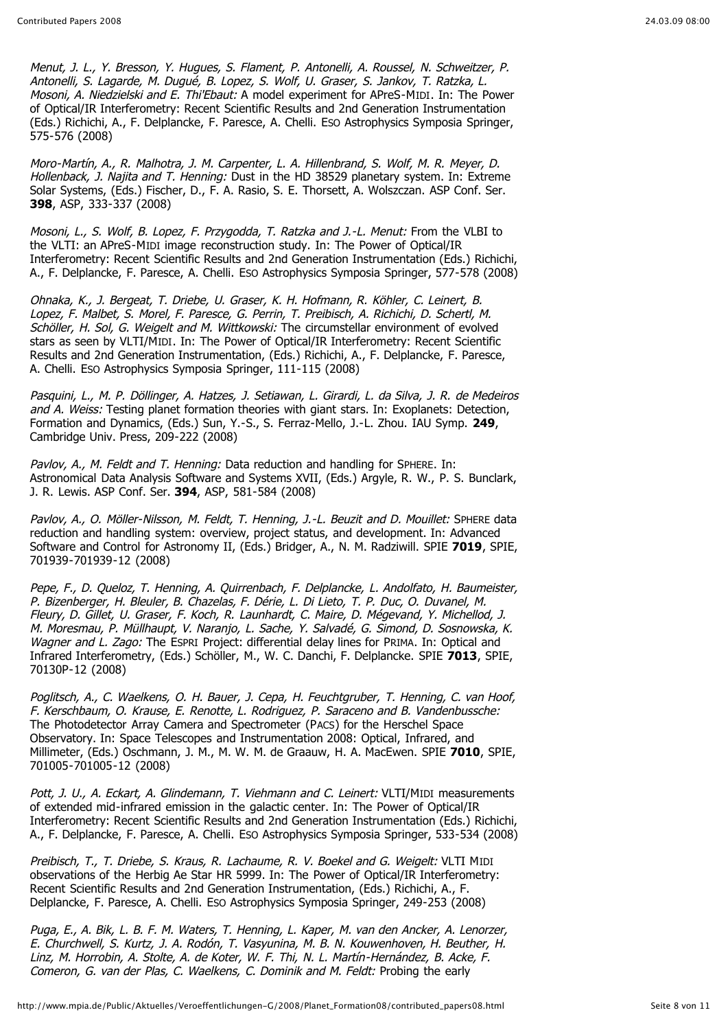*Menut, J. L., Y. Bresson, Y. Hugues, S. Flament, P. Antonelli, A. Roussel, N. Schweitzer, P. Antonelli, S. Lagarde, M. Dugué, B. Lopez, S. Wolf, U. Graser, S. Jankov, T. Ratzka, L. Mosoni, A. Niedzielski and E. Thi'Ebaut:* A model experiment for APreS-MIDI. In: The Power of Optical/IR Interferometry: Recent Scientific Results and 2nd Generation Instrumentation (Eds.) Richichi, A., F. Delplancke, F. Paresce, A. Chelli. ESO Astrophysics Symposia Springer, 575-576 (2008)

*Moro-Martín, A., R. Malhotra, J. M. Carpenter, L. A. Hillenbrand, S. Wolf, M. R. Meyer, D. Hollenback, J. Najita and T. Henning:* Dust in the HD 38529 planetary system. In: Extreme Solar Systems, (Eds.) Fischer, D., F. A. Rasio, S. E. Thorsett, A. Wolszczan. ASP Conf. Ser. **398**, ASP, 333-337 (2008)

*Mosoni, L., S. Wolf, B. Lopez, F. Przygodda, T. Ratzka and J.-L. Menut:* From the VLBI to the VLTI: an APreS-MIDI image reconstruction study. In: The Power of Optical/IR Interferometry: Recent Scientific Results and 2nd Generation Instrumentation (Eds.) Richichi, A., F. Delplancke, F. Paresce, A. Chelli. ESO Astrophysics Symposia Springer, 577-578 (2008)

*Ohnaka, K., J. Bergeat, T. Driebe, U. Graser, K. H. Hofmann, R. Köhler, C. Leinert, B. Lopez, F. Malbet, S. Morel, F. Paresce, G. Perrin, T. Preibisch, A. Richichi, D. Schertl, M. Schöller, H. Sol, G. Weigelt and M. Wittkowski:* The circumstellar environment of evolved stars as seen by VLTI/MIDI. In: The Power of Optical/IR Interferometry: Recent Scientific Results and 2nd Generation Instrumentation, (Eds.) Richichi, A., F. Delplancke, F. Paresce, A. Chelli. ESO Astrophysics Symposia Springer, 111-115 (2008)

*Pasquini, L., M. P. Döllinger, A. Hatzes, J. Setiawan, L. Girardi, L. da Silva, J. R. de Medeiros and A. Weiss:* Testing planet formation theories with giant stars. In: Exoplanets: Detection, Formation and Dynamics, (Eds.) Sun, Y.-S., S. Ferraz-Mello, J.-L. Zhou. IAU Symp. **249**, Cambridge Univ. Press, 209-222 (2008)

*Pavlov, A., M. Feldt and T. Henning:* Data reduction and handling for SPHERE. In: Astronomical Data Analysis Software and Systems XVII, (Eds.) Argyle, R. W., P. S. Bunclark, J. R. Lewis. ASP Conf. Ser. **394**, ASP, 581-584 (2008)

*Pavlov, A., O. Möller-Nilsson, M. Feldt, T. Henning, J.-L. Beuzit and D. Mouillet:* SPHERE data reduction and handling system: overview, project status, and development. In: Advanced Software and Control for Astronomy II, (Eds.) Bridger, A., N. M. Radziwill. SPIE **7019**, SPIE, 701939-701939-12 (2008)

*Pepe, F., D. Queloz, T. Henning, A. Quirrenbach, F. Delplancke, L. Andolfato, H. Baumeister, P. Bizenberger, H. Bleuler, B. Chazelas, F. Dérie, L. Di Lieto, T. P. Duc, O. Duvanel, M. Fleury, D. Gillet, U. Graser, F. Koch, R. Launhardt, C. Maire, D. Mégevand, Y. Michellod, J. M. Moresmau, P. Müllhaupt, V. Naranjo, L. Sache, Y. Salvadé, G. Simond, D. Sosnowska, K. Wagner and L. Zago:* The ESPRI Project: differential delay lines for PRIMA. In: Optical and Infrared Interferometry, (Eds.) Schöller, M., W. C. Danchi, F. Delplancke. SPIE **7013**, SPIE, 70130P-12 (2008)

*Poglitsch, A., C. Waelkens, O. H. Bauer, J. Cepa, H. Feuchtgruber, T. Henning, C. van Hoof, F. Kerschbaum, O. Krause, E. Renotte, L. Rodriguez, P. Saraceno and B. Vandenbussche:* The Photodetector Array Camera and Spectrometer (PACS) for the Herschel Space Observatory. In: Space Telescopes and Instrumentation 2008: Optical, Infrared, and Millimeter, (Eds.) Oschmann, J. M., M. W. M. de Graauw, H. A. MacEwen. SPIE **7010**, SPIE, 701005-701005-12 (2008)

*Pott, J. U., A. Eckart, A. Glindemann, T. Viehmann and C. Leinert:* VLTI/MIDI measurements of extended mid-infrared emission in the galactic center. In: The Power of Optical/IR Interferometry: Recent Scientific Results and 2nd Generation Instrumentation (Eds.) Richichi, A., F. Delplancke, F. Paresce, A. Chelli. ESO Astrophysics Symposia Springer, 533-534 (2008)

*Preibisch, T., T. Driebe, S. Kraus, R. Lachaume, R. V. Boekel and G. Weigelt:* VLTI MIDI observations of the Herbig Ae Star HR 5999. In: The Power of Optical/IR Interferometry: Recent Scientific Results and 2nd Generation Instrumentation, (Eds.) Richichi, A., F. Delplancke, F. Paresce, A. Chelli. ESO Astrophysics Symposia Springer, 249-253 (2008)

*Puga, E., A. Bik, L. B. F. M. Waters, T. Henning, L. Kaper, M. van den Ancker, A. Lenorzer, E. Churchwell, S. Kurtz, J. A. Rodón, T. Vasyunina, M. B. N. Kouwenhoven, H. Beuther, H. Linz, M. Horrobin, A. Stolte, A. de Koter, W. F. Thi, N. L. Martín-Hernández, B. Acke, F. Comeron, G. van der Plas, C. Waelkens, C. Dominik and M. Feldt:* Probing the early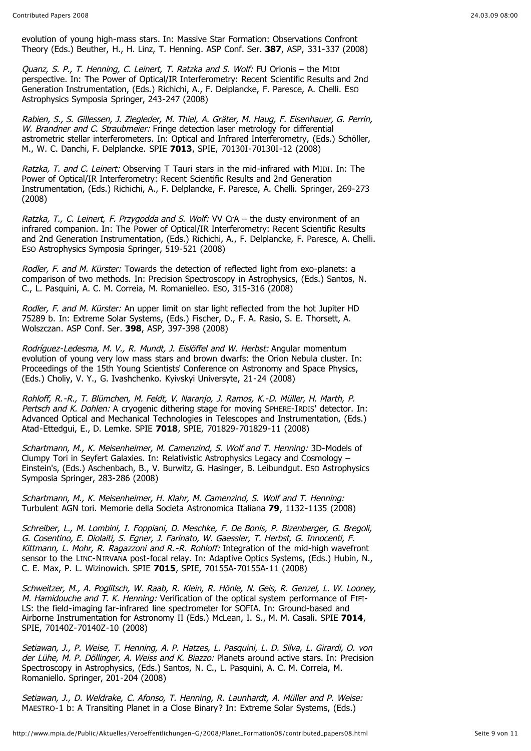evolution of young high-mass stars. In: Massive Star Formation: Observations Confront Theory (Eds.) Beuther, H., H. Linz, T. Henning. ASP Conf. Ser. **387**, ASP, 331-337 (2008)

*Quanz, S. P., T. Henning, C. Leinert, T. Ratzka and S. Wolf:* FU Orionis – the MIDI perspective. In: The Power of Optical/IR Interferometry: Recent Scientific Results and 2nd Generation Instrumentation, (Eds.) Richichi, A., F. Delplancke, F. Paresce, A. Chelli. ESO Astrophysics Symposia Springer, 243-247 (2008)

*Rabien, S., S. Gillessen, J. Ziegleder, M. Thiel, A. Gräter, M. Haug, F. Eisenhauer, G. Perrin, W. Brandner and C. Straubmeier:* Fringe detection laser metrology for differential astrometric stellar interferometers. In: Optical and Infrared Interferometry, (Eds.) Schöller, M., W. C. Danchi, F. Delplancke. SPIE **7013**, SPIE, 70130I-70130I-12 (2008)

*Ratzka, T. and C. Leinert:* Observing T Tauri stars in the mid-infrared with MIDI. In: The Power of Optical/IR Interferometry: Recent Scientific Results and 2nd Generation Instrumentation, (Eds.) Richichi, A., F. Delplancke, F. Paresce, A. Chelli. Springer, 269-273 (2008)

*Ratzka, T., C. Leinert, F. Przygodda and S. Wolf:* VV CrA – the dusty environment of an infrared companion. In: The Power of Optical/IR Interferometry: Recent Scientific Results and 2nd Generation Instrumentation, (Eds.) Richichi, A., F. Delplancke, F. Paresce, A. Chelli. ESO Astrophysics Symposia Springer, 519-521 (2008)

*Rodler, F. and M. Kürster:* Towards the detection of reflected light from exo-planets: a comparison of two methods. In: Precision Spectroscopy in Astrophysics, (Eds.) Santos, N. C., L. Pasquini, A. C. M. Correia, M. Romanielleo. ESO, 315-316 (2008)

*Rodler, F. and M. Kürster:* An upper limit on star light reflected from the hot Jupiter HD 75289 b. In: Extreme Solar Systems, (Eds.) Fischer, D., F. A. Rasio, S. E. Thorsett, A. Wolszczan. ASP Conf. Ser. **398**, ASP, 397-398 (2008)

*Rodríguez-Ledesma, M. V., R. Mundt, J. Eislöffel and W. Herbst:* Angular momentum evolution of young very low mass stars and brown dwarfs: the Orion Nebula cluster. In: Proceedings of the 15th Young Scientists' Conference on Astronomy and Space Physics, (Eds.) Choliy, V. Y., G. Ivashchenko. Kyivskyi Universyte, 21-24 (2008)

*Rohloff, R.-R., T. Blümchen, M. Feldt, V. Naranjo, J. Ramos, K.-D. Müller, H. Marth, P. Pertsch and K. Dohlen:* A cryogenic dithering stage for moving SPHERE-IRDIS' detector. In: Advanced Optical and Mechanical Technologies in Telescopes and Instrumentation, (Eds.) Atad-Ettedgui, E., D. Lemke. SPIE **7018**, SPIE, 701829-701829-11 (2008)

*Schartmann, M., K. Meisenheimer, M. Camenzind, S. Wolf and T. Henning:* 3D-Models of Clumpy Tori in Seyfert Galaxies. In: Relativistic Astrophysics Legacy and Cosmology – Einstein's, (Eds.) Aschenbach, B., V. Burwitz, G. Hasinger, B. Leibundgut. ESO Astrophysics Symposia Springer, 283-286 (2008)

*Schartmann, M., K. Meisenheimer, H. Klahr, M. Camenzind, S. Wolf and T. Henning:* Turbulent AGN tori. Memorie della Societa Astronomica Italiana **79**, 1132-1135 (2008)

*Schreiber, L., M. Lombini, I. Foppiani, D. Meschke, F. De Bonis, P. Bizenberger, G. Bregoli, G. Cosentino, E. Diolaiti, S. Egner, J. Farinato, W. Gaessler, T. Herbst, G. Innocenti, F. Kittmann, L. Mohr, R. Ragazzoni and R.-R. Rohloff:* Integration of the mid-high wavefront sensor to the LINC-NIRVANA post-focal relay. In: Adaptive Optics Systems, (Eds.) Hubin, N., C. E. Max, P. L. Wizinowich. SPIE **7015**, SPIE, 70155A-70155A-11 (2008)

*Schweitzer, M., A. Poglitsch, W. Raab, R. Klein, R. Hönle, N. Geis, R. Genzel, L. W. Looney, M. Hamidouche and T. K. Henning:* Verification of the optical system performance of FIFI-LS: the field-imaging far-infrared line spectrometer for SOFIA. In: Ground-based and Airborne Instrumentation for Astronomy II (Eds.) McLean, I. S., M. M. Casali. SPIE **7014**, SPIE, 70140Z-70140Z-10 (2008)

*Setiawan, J., P. Weise, T. Henning, A. P. Hatzes, L. Pasquini, L. D. Silva, L. Girardi, O. von der Lühe, M. P. Döllinger, A. Weiss and K. Biazzo:* Planets around active stars. In: Precision Spectroscopy in Astrophysics, (Eds.) Santos, N. C., L. Pasquini, A. C. M. Correia, M. Romaniello. Springer, 201-204 (2008)

*Setiawan, J., D. Weldrake, C. Afonso, T. Henning, R. Launhardt, A. Müller and P. Weise:* MAESTRO-1 b: A Transiting Planet in a Close Binary? In: Extreme Solar Systems, (Eds.)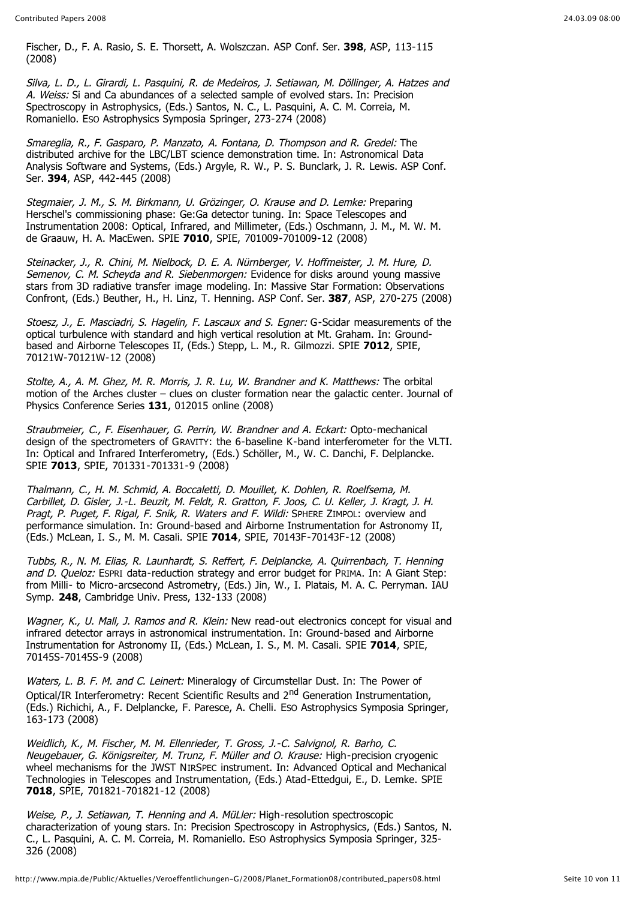Fischer, D., F. A. Rasio, S. E. Thorsett, A. Wolszczan. ASP Conf. Ser. **398**, ASP, 113-115 (2008)

*Silva, L. D., L. Girardi, L. Pasquini, R. de Medeiros, J. Setiawan, M. Döllinger, A. Hatzes and A. Weiss:* Si and Ca abundances of a selected sample of evolved stars. In: Precision Spectroscopy in Astrophysics, (Eds.) Santos, N. C., L. Pasquini, A. C. M. Correia, M. Romaniello. ESO Astrophysics Symposia Springer, 273-274 (2008)

*Smareglia, R., F. Gasparo, P. Manzato, A. Fontana, D. Thompson and R. Gredel:* The distributed archive for the LBC/LBT science demonstration time. In: Astronomical Data Analysis Software and Systems, (Eds.) Argyle, R. W., P. S. Bunclark, J. R. Lewis. ASP Conf. Ser. **394**, ASP, 442-445 (2008)

*Stegmaier, J. M., S. M. Birkmann, U. Grözinger, O. Krause and D. Lemke:* Preparing Herschel's commissioning phase: Ge:Ga detector tuning. In: Space Telescopes and Instrumentation 2008: Optical, Infrared, and Millimeter, (Eds.) Oschmann, J. M., M. W. M. de Graauw, H. A. MacEwen. SPIE **7010**, SPIE, 701009-701009-12 (2008)

*Steinacker, J., R. Chini, M. Nielbock, D. E. A. Nürnberger, V. Hoffmeister, J. M. Hure, D. Semenov, C. M. Scheyda and R. Siebenmorgen:* Evidence for disks around young massive stars from 3D radiative transfer image modeling. In: Massive Star Formation: Observations Confront, (Eds.) Beuther, H., H. Linz, T. Henning. ASP Conf. Ser. **387**, ASP, 270-275 (2008)

*Stoesz, J., E. Masciadri, S. Hagelin, F. Lascaux and S. Egner:* G-Scidar measurements of the optical turbulence with standard and high vertical resolution at Mt. Graham. In: Ground-based and Airborne Telescopes II, (Eds.) Stepp, L. M., R. Gilmozzi. SPIE **7012**, SPIE, 70121W-70121W-12 (2008)

*Stolte, A., A. M. Ghez, M. R. Morris, J. R. Lu, W. Brandner and K. Matthews:* The orbital motion of the Arches cluster – clues on cluster formation near the galactic center. Journal of Physics Conference Series **131**, 012015 online (2008)

*Straubmeier, C., F. Eisenhauer, G. Perrin, W. Brandner and A. Eckart:* Opto-mechanical design of the spectrometers of GRAVITY: the 6-baseline K-band interferometer for the VLTI. In: Optical and Infrared Interferometry, (Eds.) Schöller, M., W. C. Danchi, F. Delplancke. SPIE **7013**, SPIE, 701331-701331-9 (2008)

*Thalmann, C., H. M. Schmid, A. Boccaletti, D. Mouillet, K. Dohlen, R. Roelfsema, M. Carbillet, D. Gisler, J.-L. Beuzit, M. Feldt, R. Gratton, F. Joos, C. U. Keller, J. Kragt, J. H. Pragt, P. Puget, F. Rigal, F. Snik, R. Waters and F. Wildi:* SPHERE ZIMPOL: overview and performance simulation. In: Ground-based and Airborne Instrumentation for Astronomy II, (Eds.) McLean, I. S., M. M. Casali. SPIE **7014**, SPIE, 70143F-70143F-12 (2008)

*Tubbs, R., N. M. Elias, R. Launhardt, S. Reffert, F. Delplancke, A. Quirrenbach, T. Henning and D. Queloz:* ESPRI data-reduction strategy and error budget for PRIMA. In: A Giant Step: from Milli- to Micro-arcsecond Astrometry, (Eds.) Jin, W., I. Platais, M. A. C. Perryman. IAU Symp. **248**, Cambridge Univ. Press, 132-133 (2008)

*Wagner, K., U. Mall, J. Ramos and R. Klein:* New read-out electronics concept for visual and infrared detector arrays in astronomical instrumentation. In: Ground-based and Airborne Instrumentation for Astronomy II, (Eds.) McLean, I. S., M. M. Casali. SPIE **7014**, SPIE, 70145S-70145S-9 (2008)

*Waters, L. B. F. M. and C. Leinert:* Mineralogy of Circumstellar Dust. In: The Power of Optical/IR Interferometry: Recent Scientific Results and 2nd Generation Instrumentation, (Eds.) Richichi, A., F. Delplancke, F. Paresce, A. Chelli. ESO Astrophysics Symposia Springer, 163-173 (2008)

*Weidlich, K., M. Fischer, M. M. Ellenrieder, T. Gross, J.-C. Salvignol, R. Barho, C. Neugebauer, G. Königsreiter, M. Trunz, F. Müller and O. Krause:* High-precision cryogenic wheel mechanisms for the JWST NIRSPEC instrument. In: Advanced Optical and Mechanical Technologies in Telescopes and Instrumentation, (Eds.) Atad-Ettedgui, E., D. Lemke. SPIE **7018**, SPIE, 701821-701821-12 (2008)

*Weise, P., J. Setiawan, T. Henning and A. MüLler:* High-resolution spectroscopic characterization of young stars. In: Precision Spectroscopy in Astrophysics, (Eds.) Santos, N. C., L. Pasquini, A. C. M. Correia, M. Romaniello. ESO Astrophysics Symposia Springer, 325-326 (2008)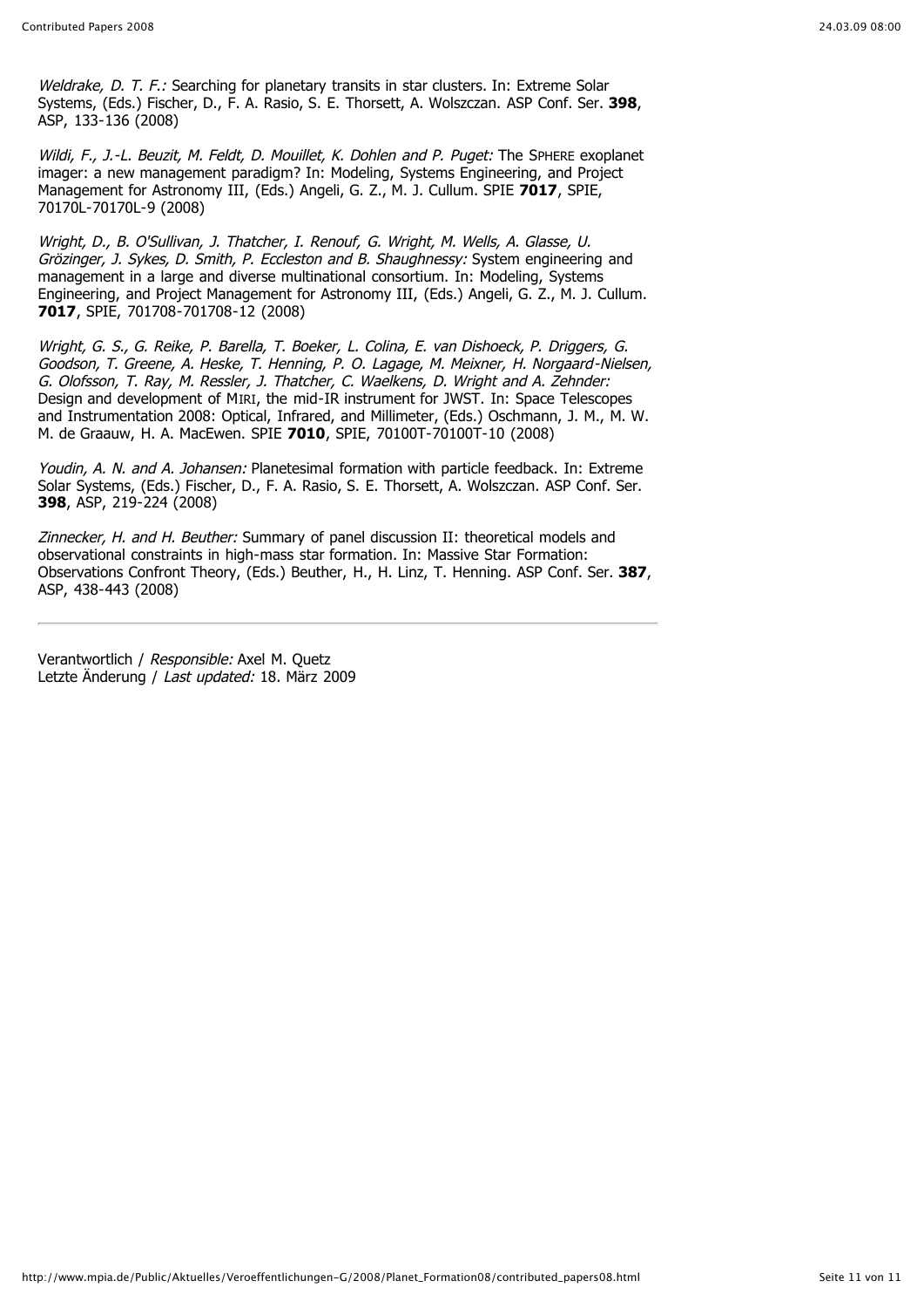*Weldrake, D. T. F.:* Searching for planetary transits in star clusters. In: Extreme Solar Systems, (Eds.) Fischer, D., F. A. Rasio, S. E. Thorsett, A. Wolszczan. ASP Conf. Ser. **398**, ASP, 133-136 (2008)

*Wildi, F., J.-L. Beuzit, M. Feldt, D. Mouillet, K. Dohlen and P. Puget:* The SPHERE exoplanet imager: a new management paradigm? In: Modeling, Systems Engineering, and Project Management for Astronomy III, (Eds.) Angeli, G. Z., M. J. Cullum. SPIE **7017**, SPIE, 70170L-70170L-9 (2008)

*Wright, D., B. O'Sullivan, J. Thatcher, I. Renouf, G. Wright, M. Wells, A. Glasse, U. Grözinger, J. Sykes, D. Smith, P. Eccleston and B. Shaughnessy:* System engineering and management in a large and diverse multinational consortium. In: Modeling, Systems Engineering, and Project Management for Astronomy III, (Eds.) Angeli, G. Z., M. J. Cullum. **7017**, SPIE, 701708-701708-12 (2008)

*Wright, G. S., G. Reike, P. Barella, T. Boeker, L. Colina, E. van Dishoeck, P. Driggers, G. Goodson, T. Greene, A. Heske, T. Henning, P. O. Lagage, M. Meixner, H. Norgaard-Nielsen, G. Olofsson, T. Ray, M. Ressler, J. Thatcher, C. Waelkens, D. Wright and A. Zehnder:* Design and development of MIRI, the mid-IR instrument for JWST. In: Space Telescopes and Instrumentation 2008: Optical, Infrared, and Millimeter, (Eds.) Oschmann, J. M., M. W. M. de Graauw, H. A. MacEwen. SPIE **7010**, SPIE, 70100T-70100T-10 (2008)

*Youdin, A. N. and A. Johansen:* Planetesimal formation with particle feedback. In: Extreme Solar Systems, (Eds.) Fischer, D., F. A. Rasio, S. E. Thorsett, A. Wolszczan. ASP Conf. Ser. **398**, ASP, 219-224 (2008)

*Zinnecker, H. and H. Beuther:* Summary of panel discussion II: theoretical models and observational constraints in high-mass star formation. In: Massive Star Formation: Observations Confront Theory, (Eds.) Beuther, H., H. Linz, T. Henning. ASP Conf. Ser. **387**, ASP, 438-443 (2008)

---

Verantwortlich / *Responsible:* Axel M. Quetz
Letzte Änderung / *Last updated:* 18. März 2009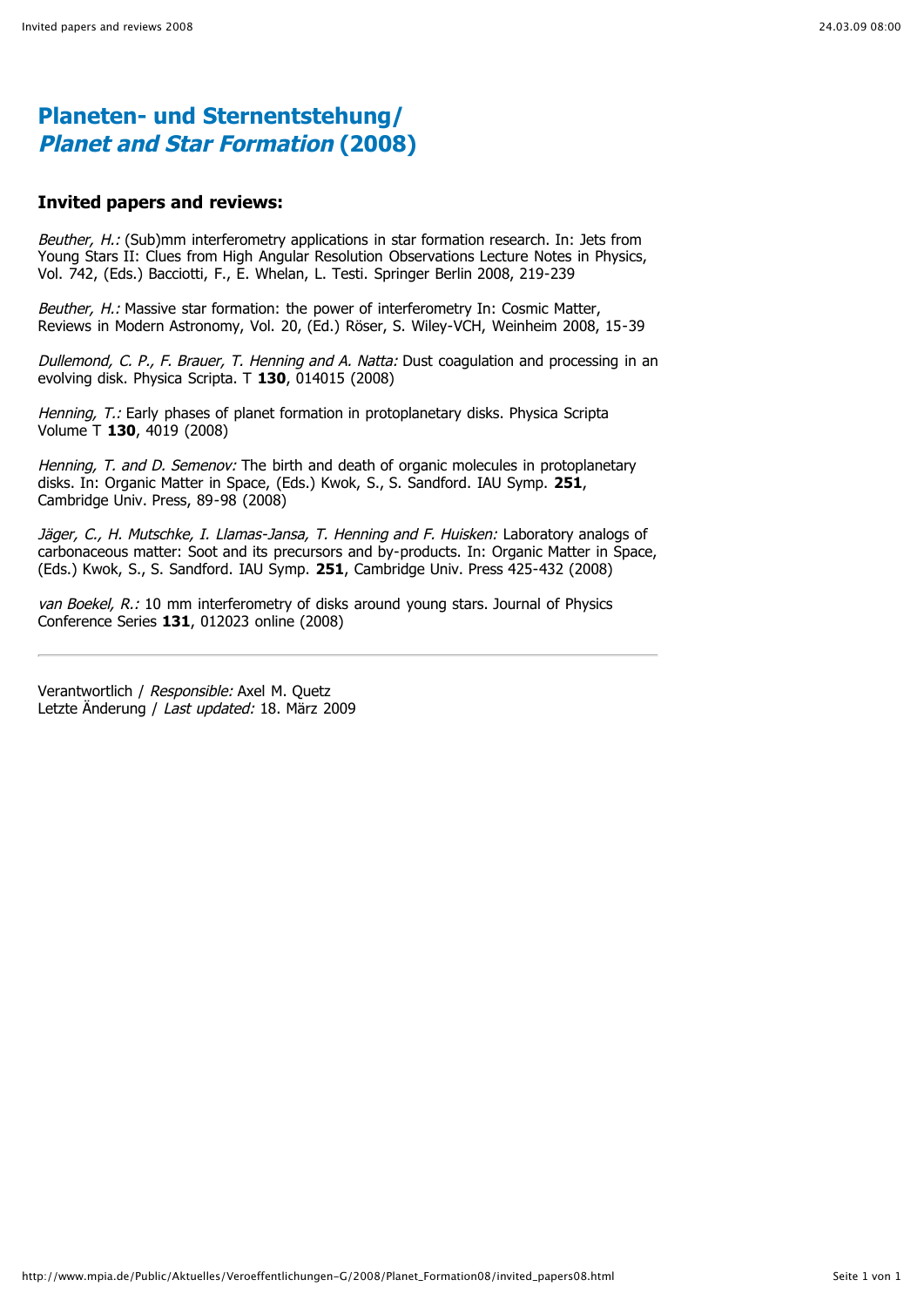# Planeten- und Sternentstehung/ *Planet and Star Formation* (2008)

### Invited papers and reviews:

*Beuther, H.:* (Sub)mm interferometry applications in star formation research. In: Jets from Young Stars II: Clues from High Angular Resolution Observations Lecture Notes in Physics, Vol. 742, (Eds.) Bacciotti, F., E. Whelan, L. Testi. Springer Berlin 2008, 219-239

*Beuther, H.:* Massive star formation: the power of interferometry In: Cosmic Matter, Reviews in Modern Astronomy, Vol. 20, (Ed.) Röser, S. Wiley-VCH, Weinheim 2008, 15-39

*Dullemond, C. P., F. Brauer, T. Henning and A. Natta:* Dust coagulation and processing in an evolving disk. Physica Scripta. T **130**, 014015 (2008)

*Henning, T.:* Early phases of planet formation in protoplanetary disks. Physica Scripta Volume T **130**, 4019 (2008)

*Henning, T. and D. Semenov:* The birth and death of organic molecules in protoplanetary disks. In: Organic Matter in Space, (Eds.) Kwok, S., S. Sandford. IAU Symp. **251**, Cambridge Univ. Press, 89-98 (2008)

*Jäger, C., H. Mutschke, I. Llamas-Jansa, T. Henning and F. Huisken:* Laboratory analogs of carbonaceous matter: Soot and its precursors and by-products. In: Organic Matter in Space, (Eds.) Kwok, S., S. Sandford. IAU Symp. **251**, Cambridge Univ. Press 425-432 (2008)

*van Boekel, R.:* 10 mm interferometry of disks around young stars. Journal of Physics Conference Series **131**, 012023 online (2008)

---

Verantwortlich / *Responsible:* Axel M. Quetz
Letzte Änderung / *Last updated:* 18. März 2009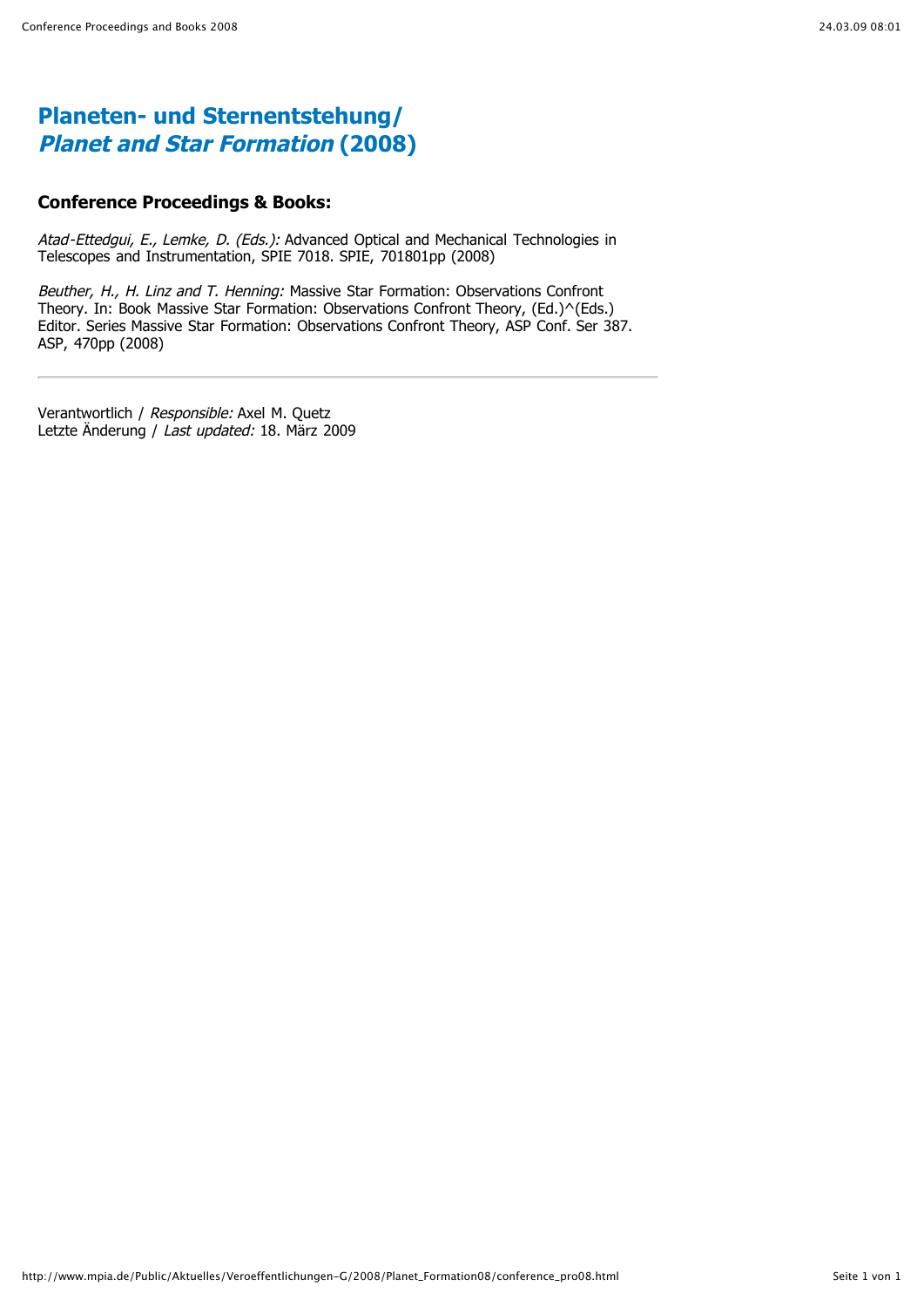# Planeten- und Sternentstehung/ *Planet and Star Formation* (2008)

### Conference Proceedings & Books:

*Atad-Ettedgui, E., Lemke, D. (Eds.):* Advanced Optical and Mechanical Technologies in Telescopes and Instrumentation, SPIE 7018. SPIE, 701801pp (2008)

*Beuther, H., H. Linz and T. Henning:* Massive Star Formation: Observations Confront Theory. In: Book Massive Star Formation: Observations Confront Theory, (Ed.)^(Eds.) Editor. Series Massive Star Formation: Observations Confront Theory, ASP Conf. Ser 387. ASP, 470pp (2008)

---

Verantwortlich / *Responsible:* Axel M. Quetz
Letzte Änderung / *Last updated:* 18. März 2009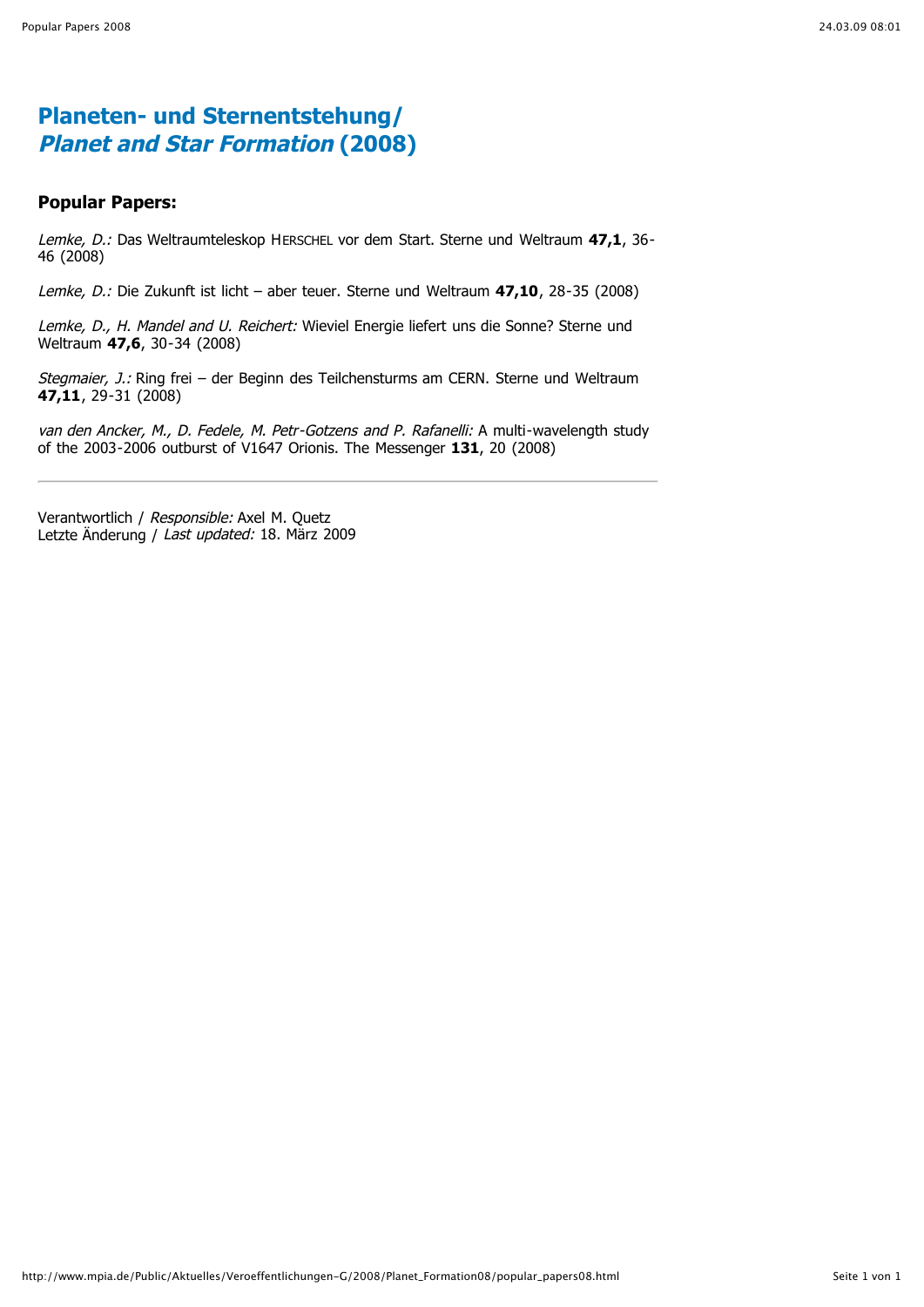# Planeten- und Sternentstehung/ *Planet and Star Formation* (2008)

## Popular Papers:

*Lemke, D.:* Das Weltraumteleskop HERSCHEL vor dem Start. Sterne und Weltraum **47,1**, 36-46 (2008)

*Lemke, D.:* Die Zukunft ist licht – aber teuer. Sterne und Weltraum **47,10**, 28-35 (2008)

*Lemke, D., H. Mandel and U. Reichert:* Wieviel Energie liefert uns die Sonne? Sterne und Weltraum **47,6**, 30-34 (2008)

*Stegmaier, J.:* Ring frei – der Beginn des Teilchensturms am CERN. Sterne und Weltraum **47,11**, 29-31 (2008)

*van den Ancker, M., D. Fedele, M. Petr-Gotzens and P. Rafanelli:* A multi-wavelength study of the 2003-2006 outburst of V1647 Orionis. The Messenger **131**, 20 (2008)

---

Verantwortlich / *Responsible:* Axel M. Quetz
Letzte Änderung / *Last updated:* 18. März 2009